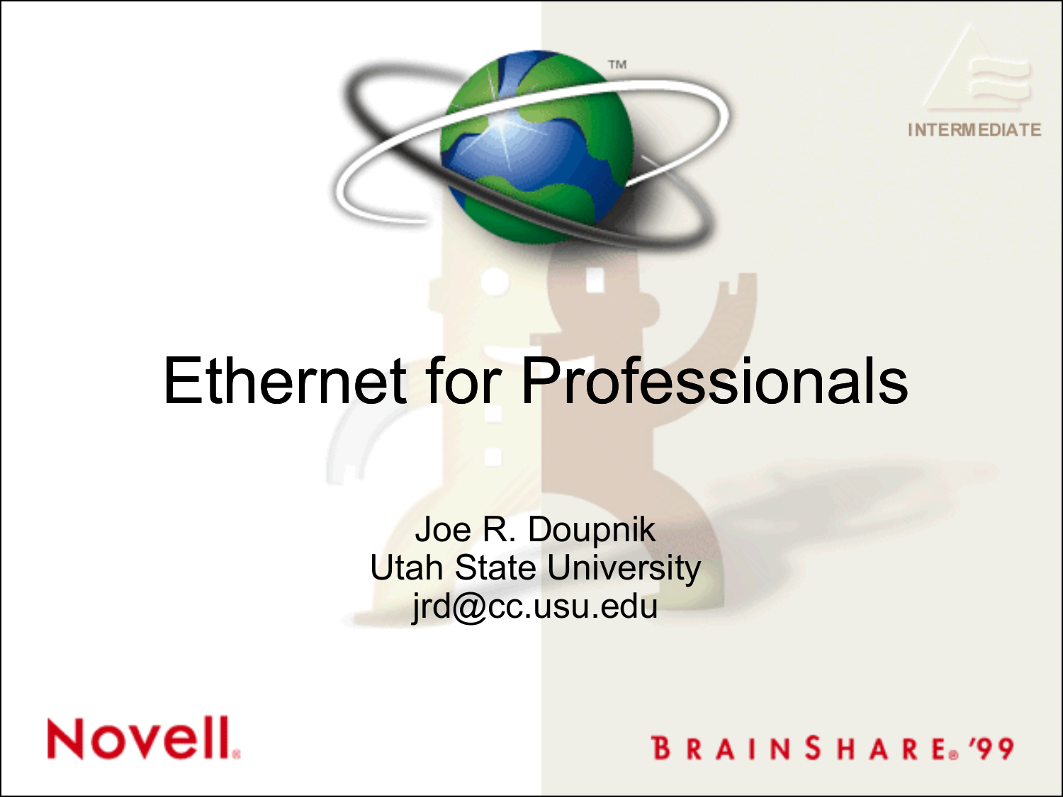# Ethernet for Professionals

Joe R. Doupnik
Utah State University
jrd@cc.usu.edu

INTERMEDIATE

Novell

BRAINSHARE '99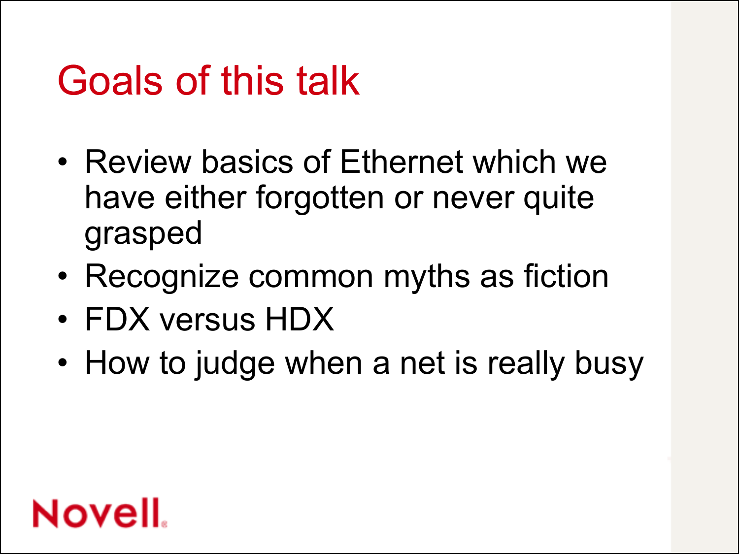# Goals of this talk

- Review basics of Ethernet which we have either forgotten or never quite grasped
- Recognize common myths as fiction
- FDX versus HDX
- How to judge when a net is really busy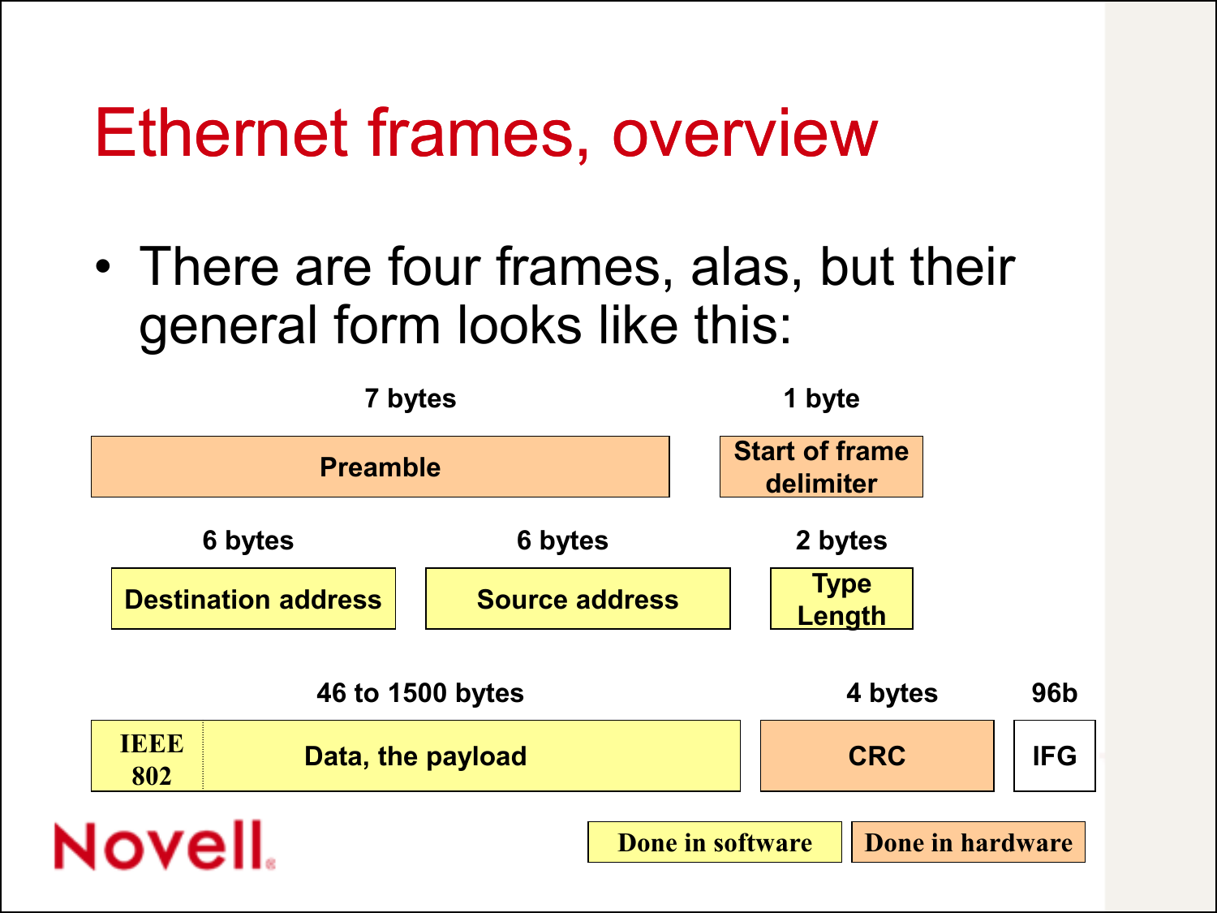# Ethernet frames, overview

- There are four frames, alas, but their general form looks like this:

| Field | Size |
|---|---|
| Preamble | 7 bytes |
| Start of frame delimiter | 1 byte |
| Destination address | 6 bytes |
| Source address | 6 bytes |
| Type Length | 2 bytes |
| IEEE 802 / Data, the payload | 46 to 1500 bytes |
| CRC | 4 bytes |
| IFG | 96b |

Done in software | Done in hardware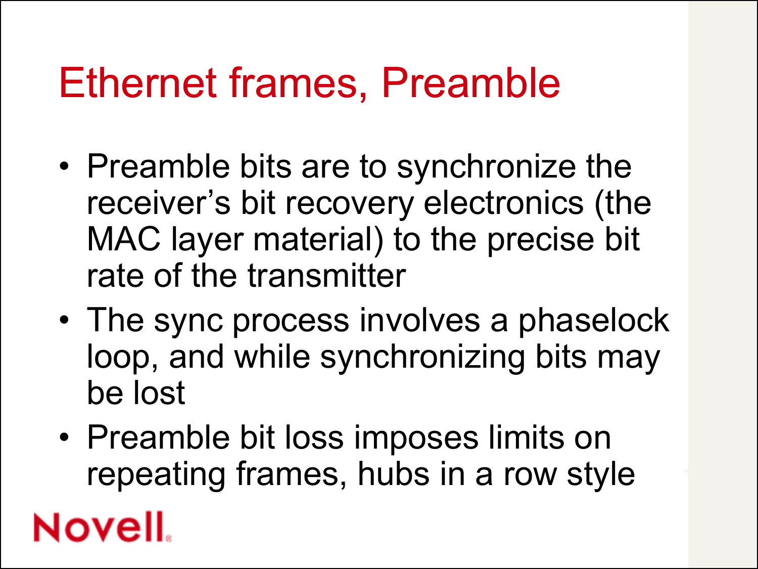# Ethernet frames, Preamble

- Preamble bits are to synchronize the receiver's bit recovery electronics (the MAC layer material) to the precise bit rate of the transmitter
- The sync process involves a phaselock loop, and while synchronizing bits may be lost
- Preamble bit loss imposes limits on repeating frames, hubs in a row style

Novell.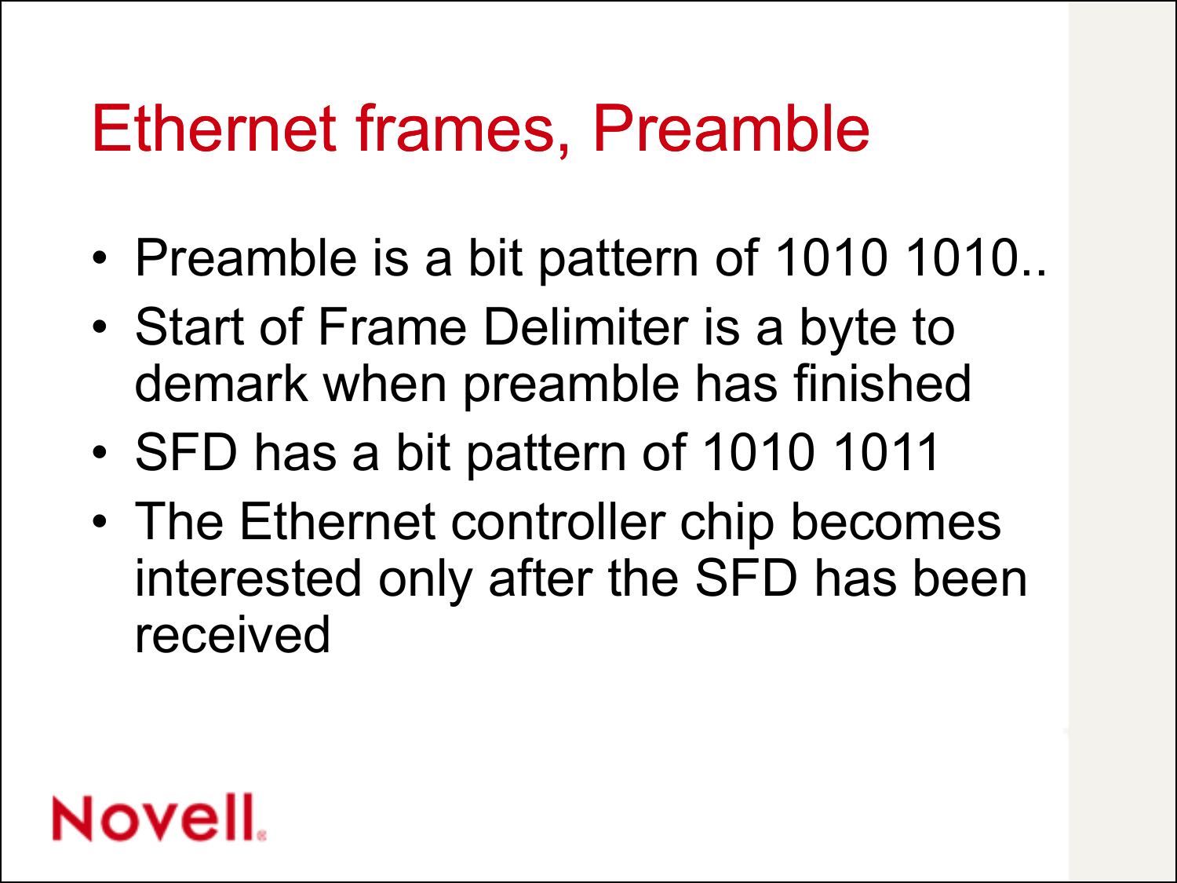# Ethernet frames, Preamble

- Preamble is a bit pattern of 1010 1010..
- Start of Frame Delimiter is a byte to demark when preamble has finished
- SFD has a bit pattern of 1010 1011
- The Ethernet controller chip becomes interested only after the SFD has been received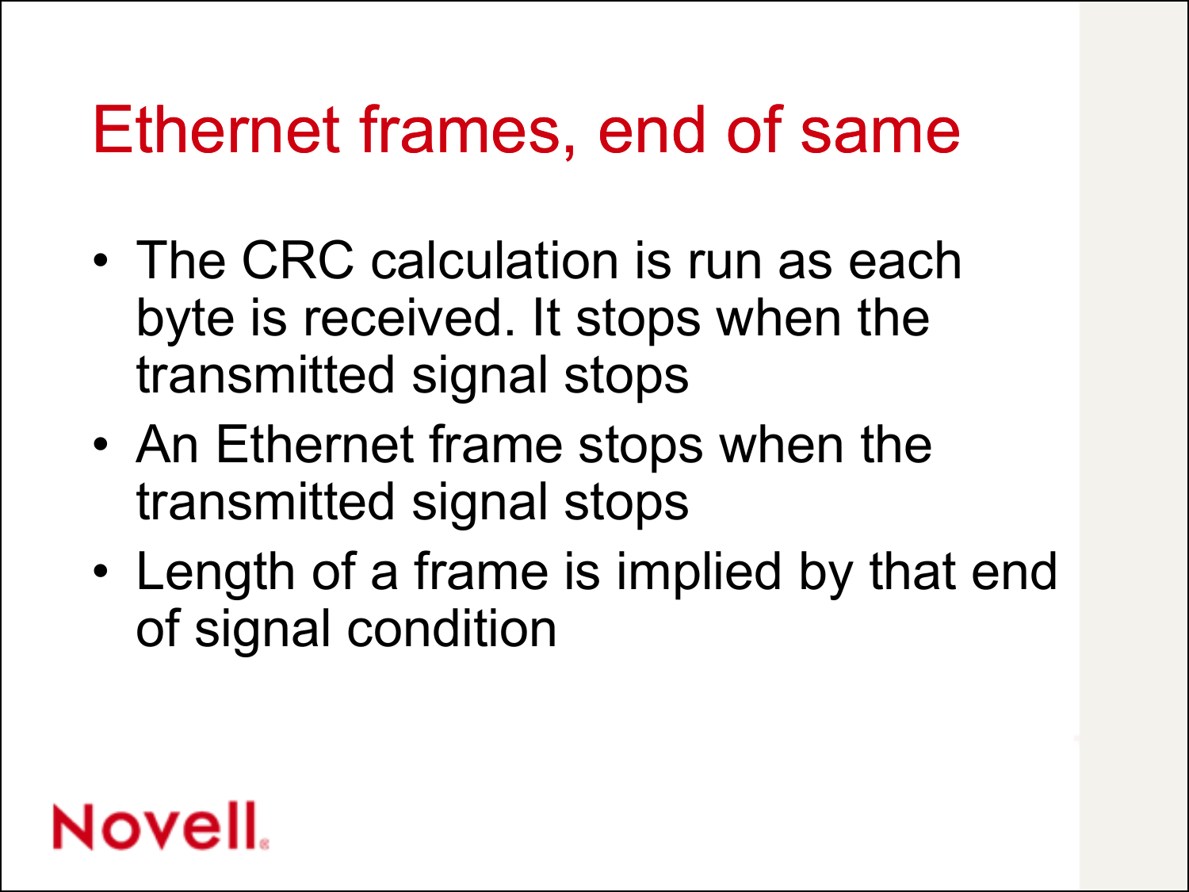# Ethernet frames, end of same

- The CRC calculation is run as each byte is received. It stops when the transmitted signal stops
- An Ethernet frame stops when the transmitted signal stops
- Length of a frame is implied by that end of signal condition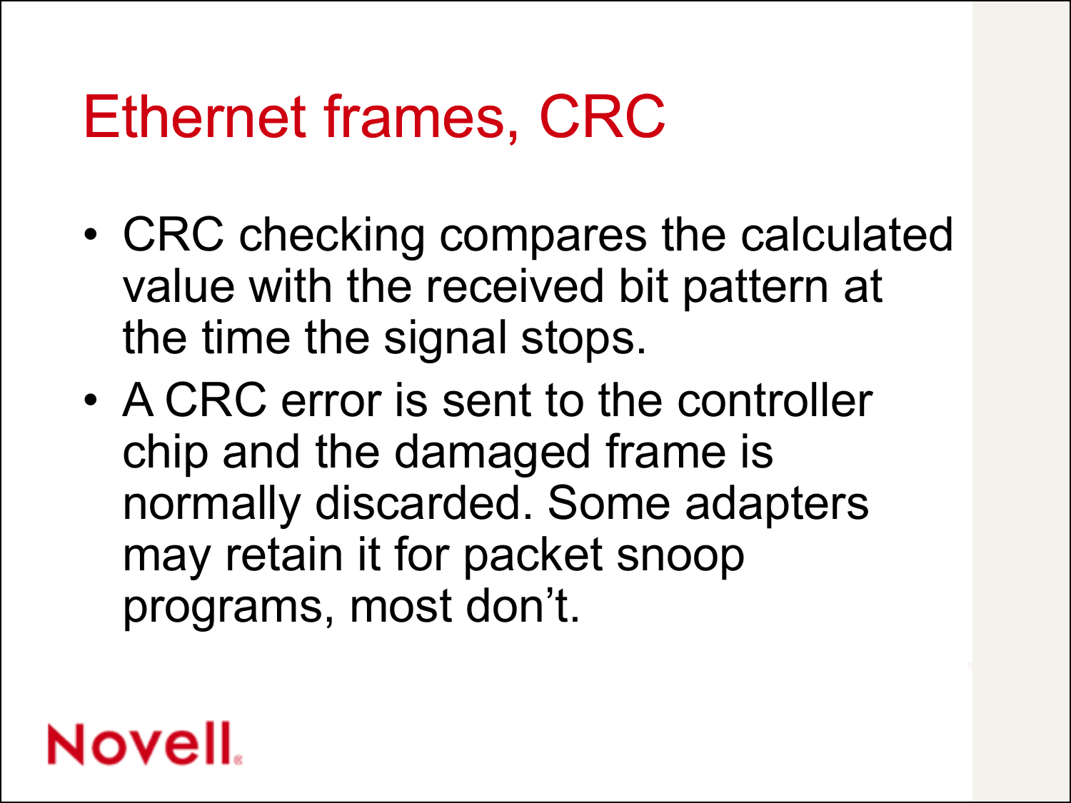# Ethernet frames, CRC

- CRC checking compares the calculated value with the received bit pattern at the time the signal stops.
- A CRC error is sent to the controller chip and the damaged frame is normally discarded. Some adapters may retain it for packet snoop programs, most don't.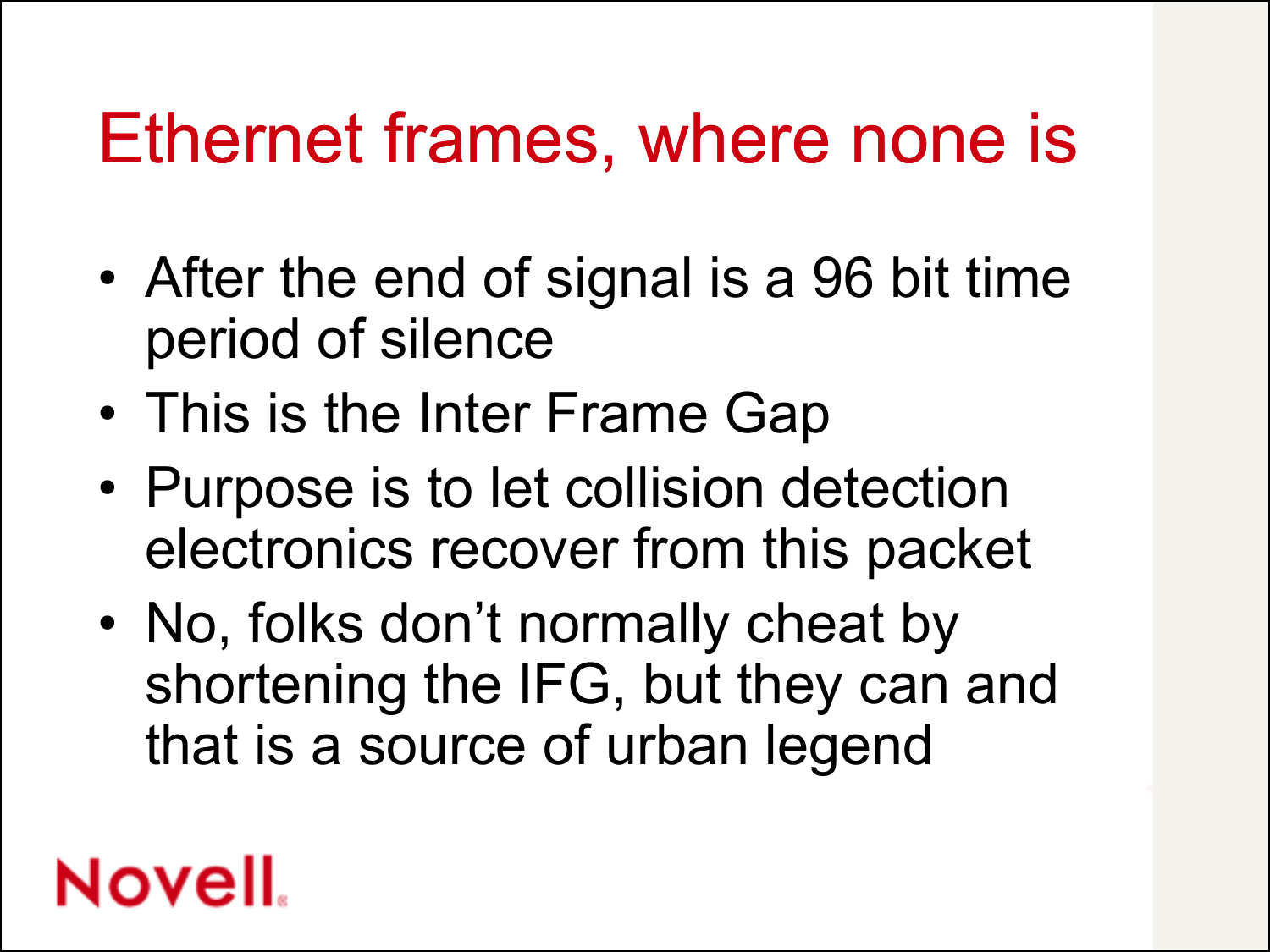# Ethernet frames, where none is

- After the end of signal is a 96 bit time period of silence
- This is the Inter Frame Gap
- Purpose is to let collision detection electronics recover from this packet
- No, folks don't normally cheat by shortening the IFG, but they can and that is a source of urban legend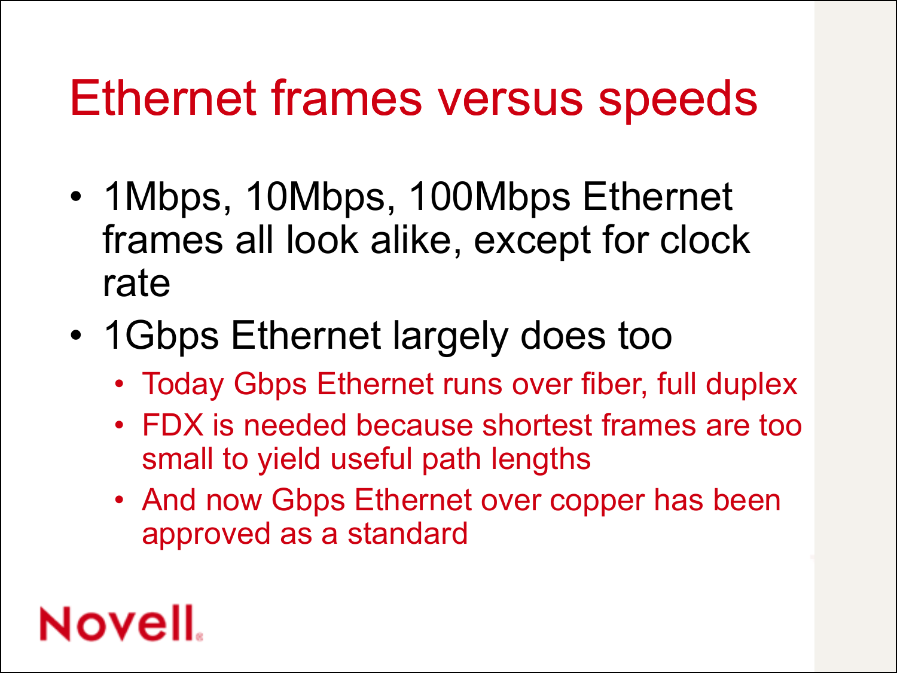# Ethernet frames versus speeds

- 1Mbps, 10Mbps, 100Mbps Ethernet frames all look alike, except for clock rate
- 1Gbps Ethernet largely does too
  - Today Gbps Ethernet runs over fiber, full duplex
  - FDX is needed because shortest frames are too small to yield useful path lengths
  - And now Gbps Ethernet over copper has been approved as a standard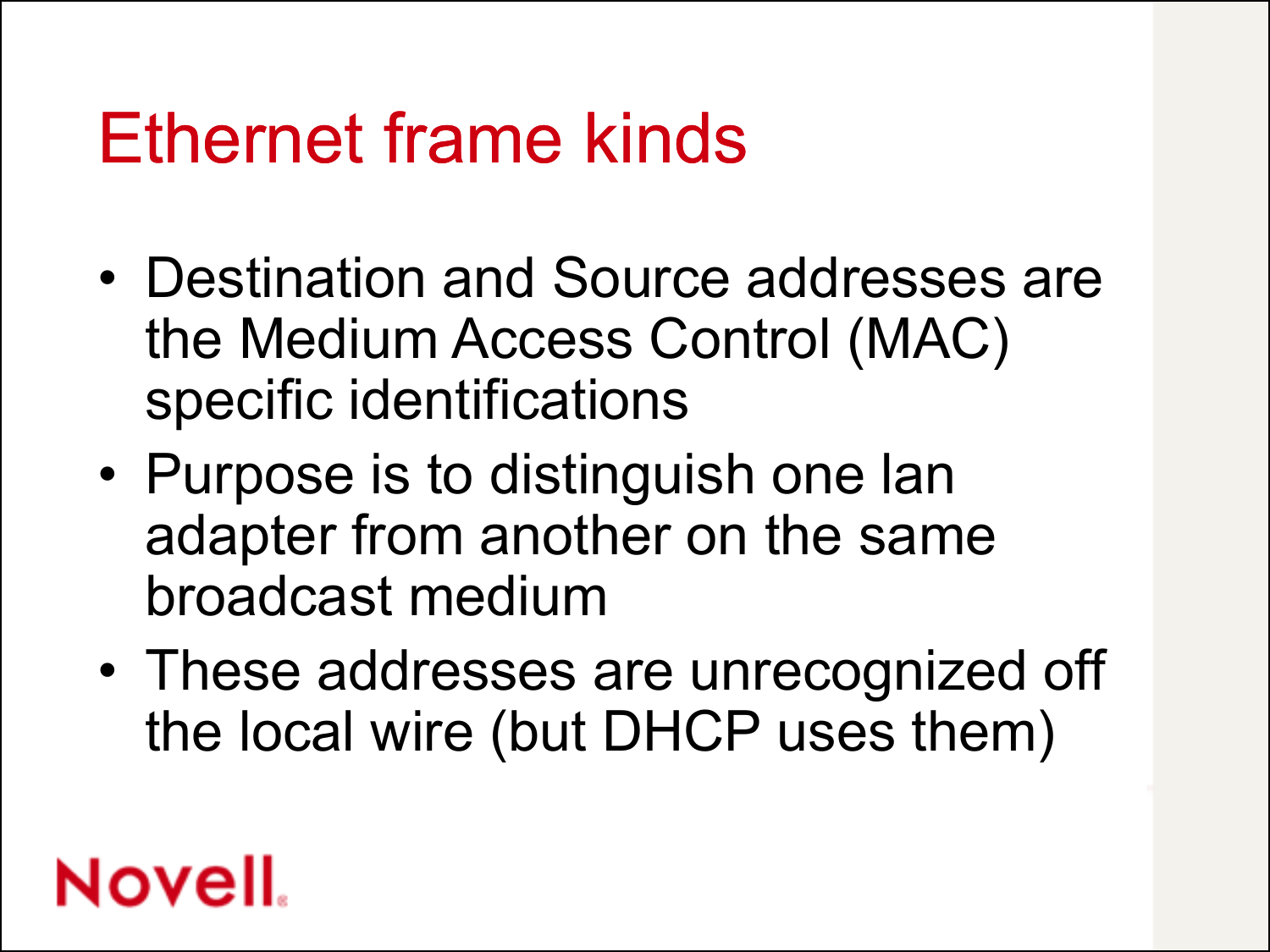# Ethernet frame kinds

- Destination and Source addresses are the Medium Access Control (MAC) specific identifications
- Purpose is to distinguish one lan adapter from another on the same broadcast medium
- These addresses are unrecognized off the local wire (but DHCP uses them)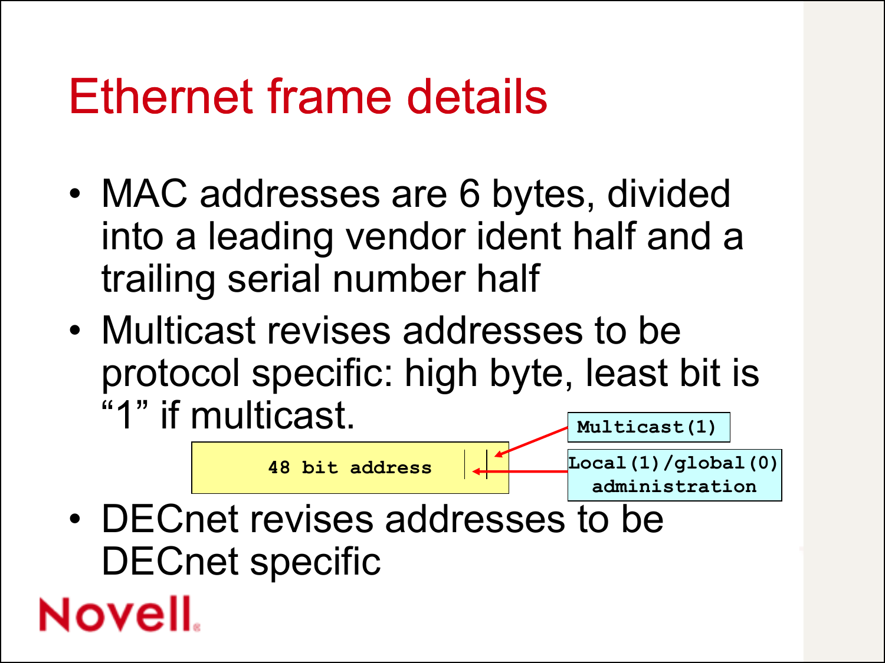# Ethernet frame details

- MAC addresses are 6 bytes, divided into a leading vendor ident half and a trailing serial number half
- Multicast revises addresses to be protocol specific: high byte, least bit is "1" if multicast.

48 bit address

Multicast(1)

Local(1)/global(0) administration

- DECnet revises addresses to be DECnet specific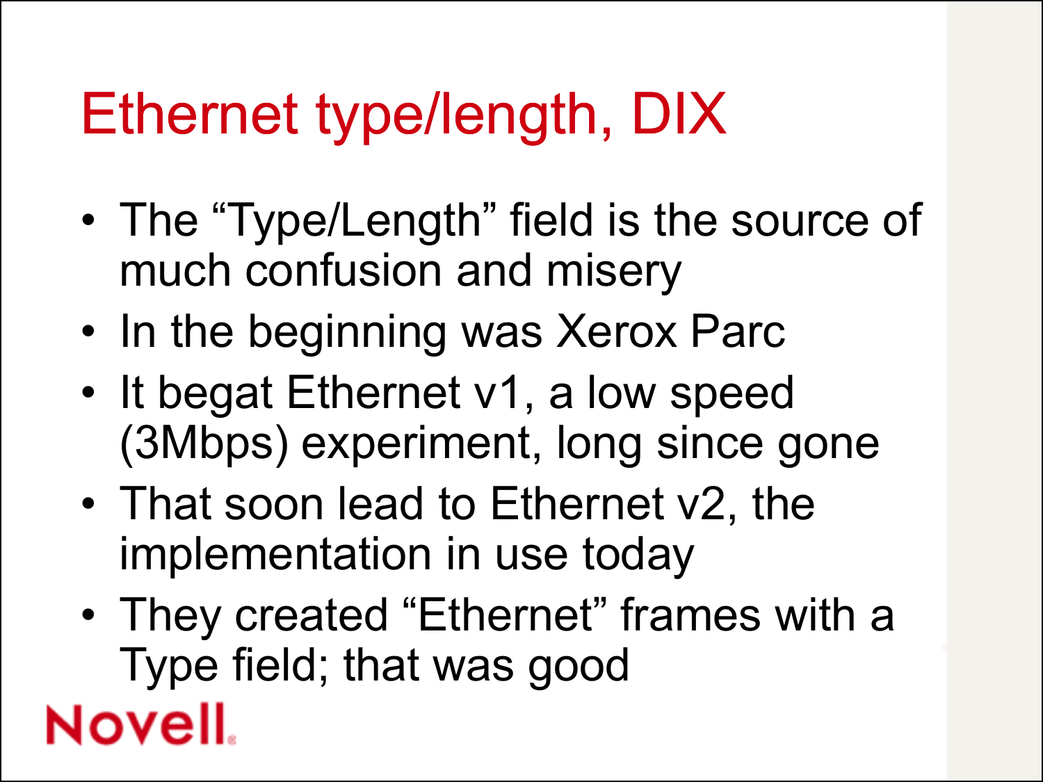# Ethernet type/length, DIX

- The “Type/Length” field is the source of much confusion and misery
- In the beginning was Xerox Parc
- It begat Ethernet v1, a low speed (3Mbps) experiment, long since gone
- That soon lead to Ethernet v2, the implementation in use today
- They created “Ethernet” frames with a Type field; that was good

Novell.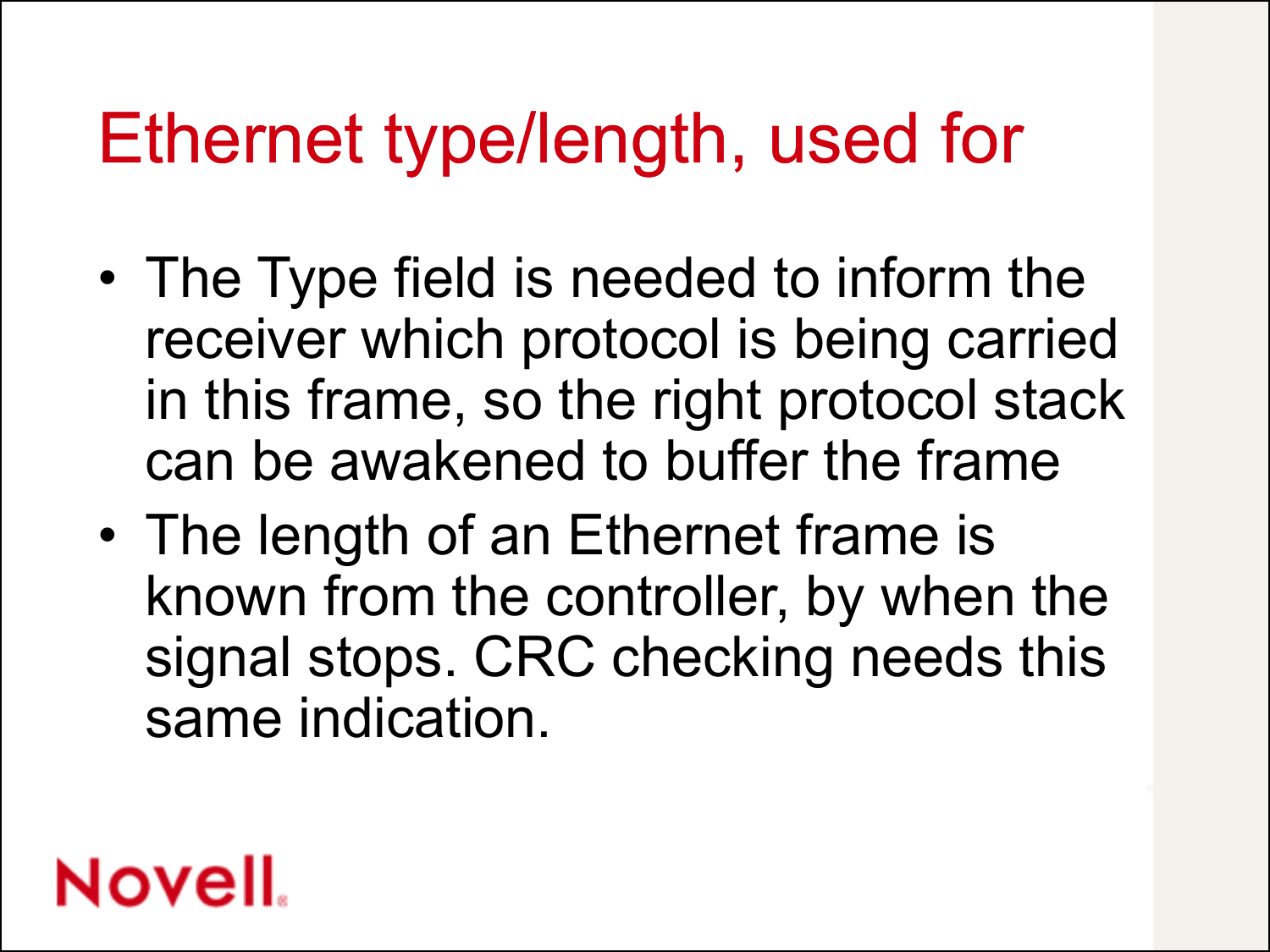# Ethernet type/length, used for

- The Type field is needed to inform the receiver which protocol is being carried in this frame, so the right protocol stack can be awakened to buffer the frame
- The length of an Ethernet frame is known from the controller, by when the signal stops. CRC checking needs this same indication.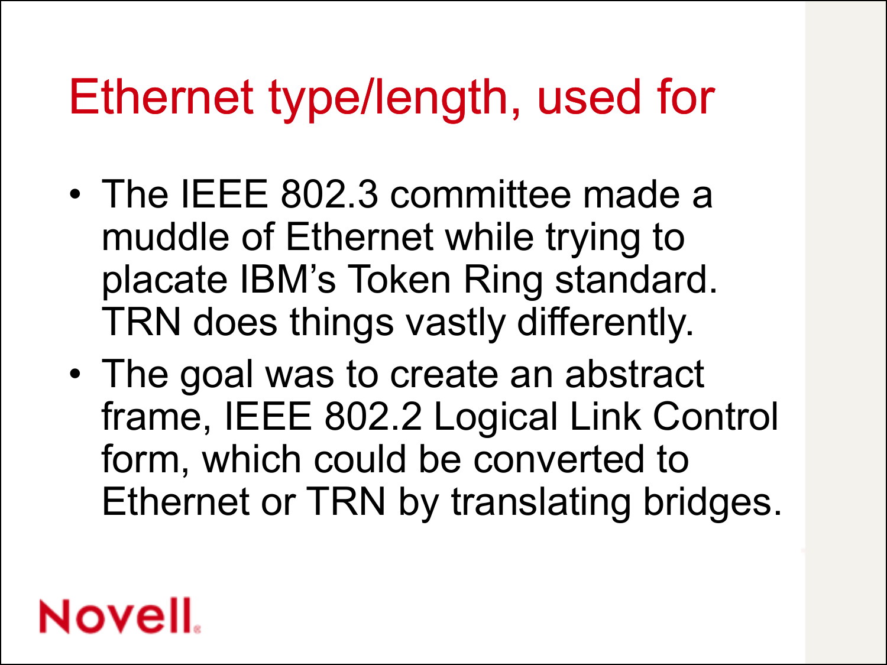# Ethernet type/length, used for

- The IEEE 802.3 committee made a muddle of Ethernet while trying to placate IBM's Token Ring standard. TRN does things vastly differently.
- The goal was to create an abstract frame, IEEE 802.2 Logical Link Control form, which could be converted to Ethernet or TRN by translating bridges.

Novell.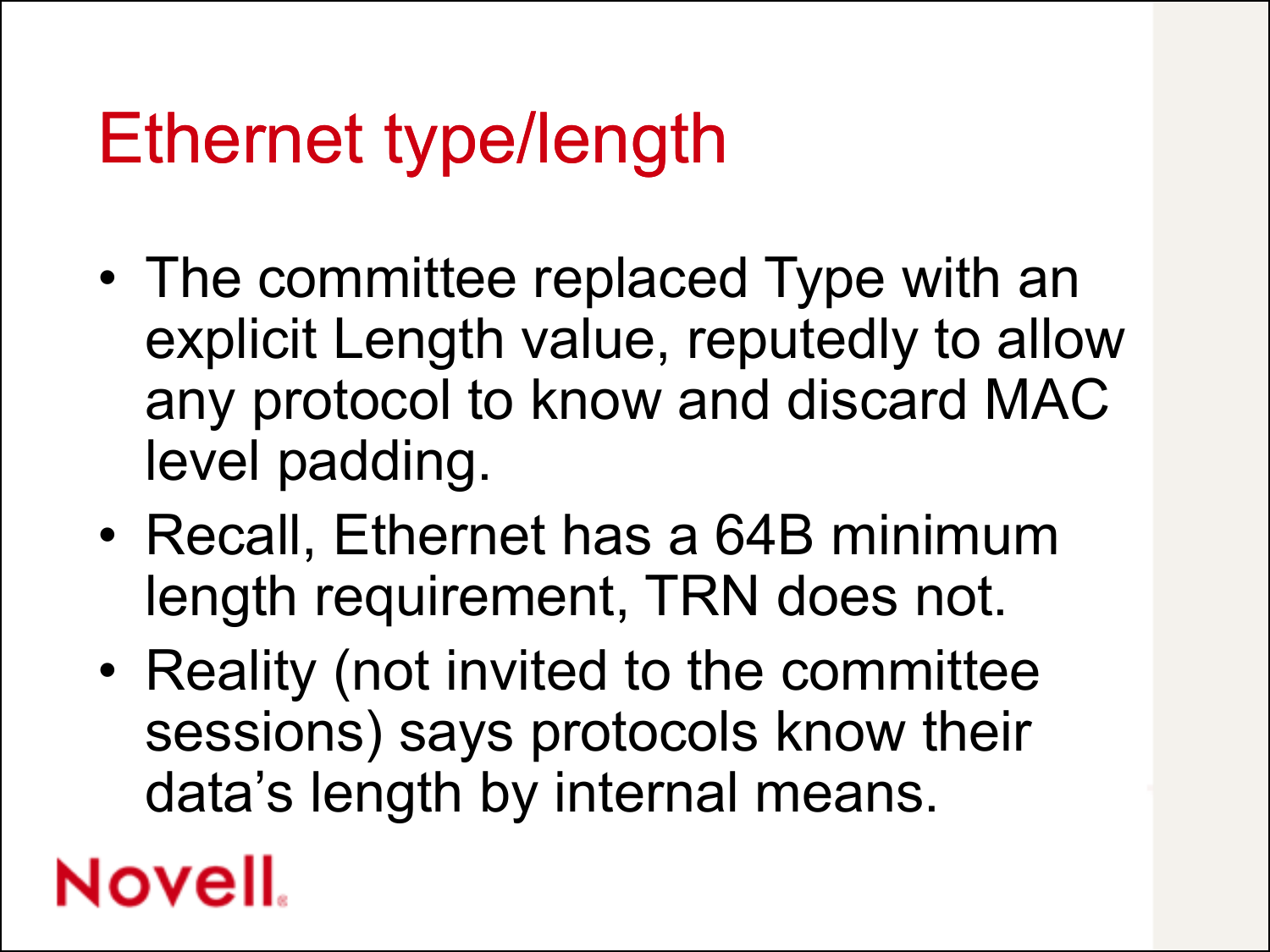# Ethernet type/length

- The committee replaced Type with an explicit Length value, reputedly to allow any protocol to know and discard MAC level padding.
- Recall, Ethernet has a 64B minimum length requirement, TRN does not.
- Reality (not invited to the committee sessions) says protocols know their data's length by internal means.

Novell.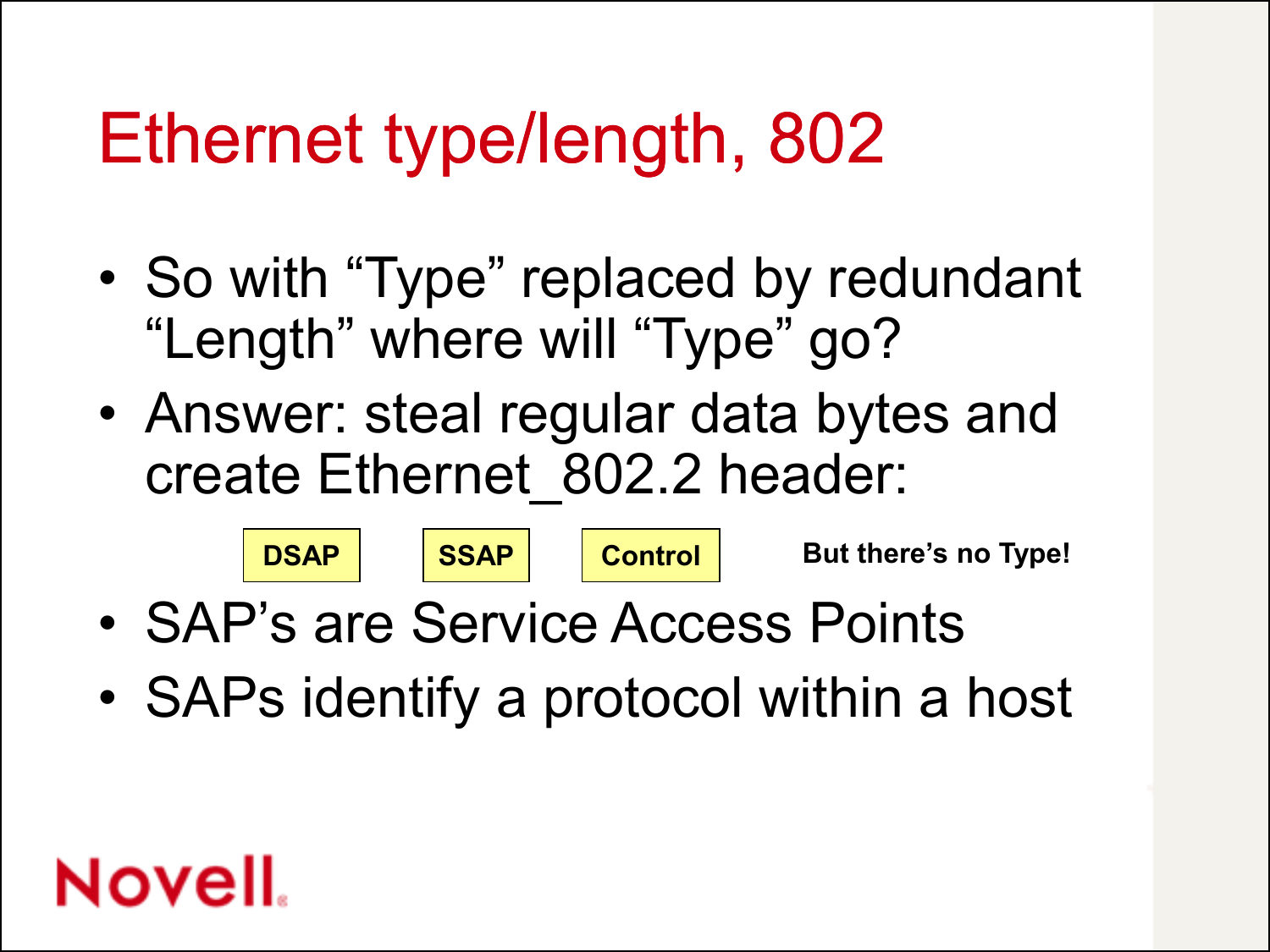# Ethernet type/length, 802

- So with “Type” replaced by redundant “Length” where will “Type” go?
- Answer: steal regular data bytes and create Ethernet_802.2 header:

| DSAP | SSAP | Control |
| --- | --- | --- |

**But there’s no Type!**

- SAP’s are Service Access Points
- SAPs identify a protocol within a host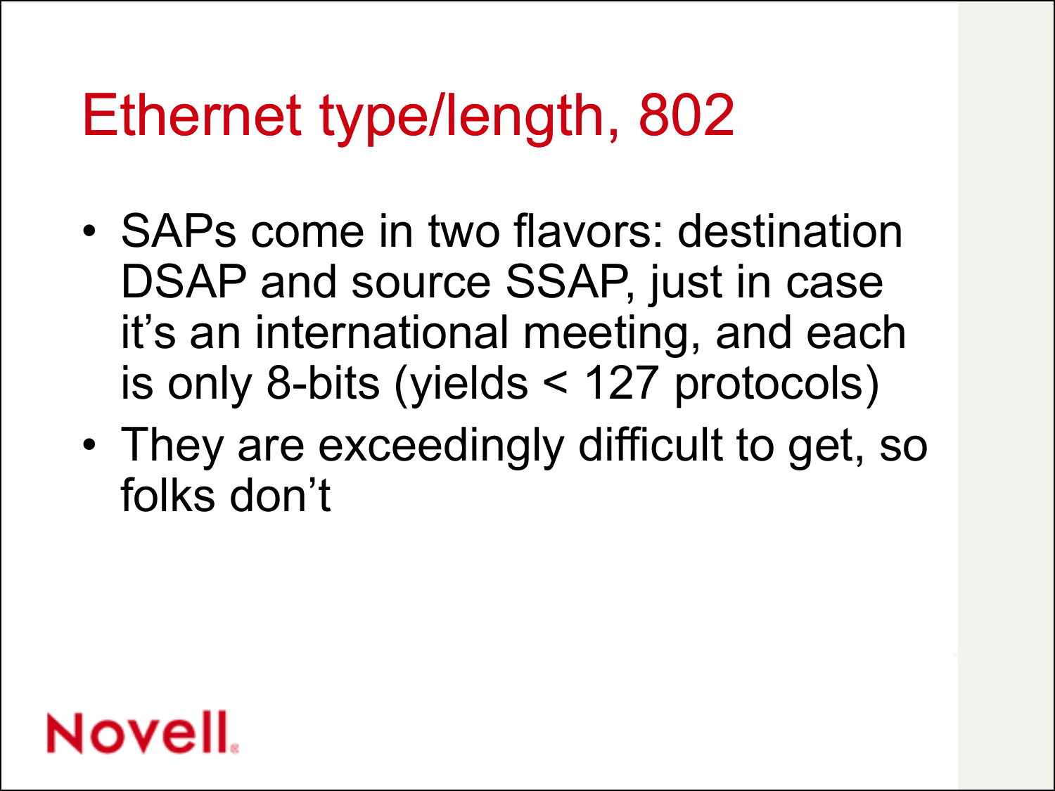# Ethernet type/length, 802

- SAPs come in two flavors: destination DSAP and source SSAP, just in case it's an international meeting, and each is only 8-bits (yields < 127 protocols)
- They are exceedingly difficult to get, so folks don't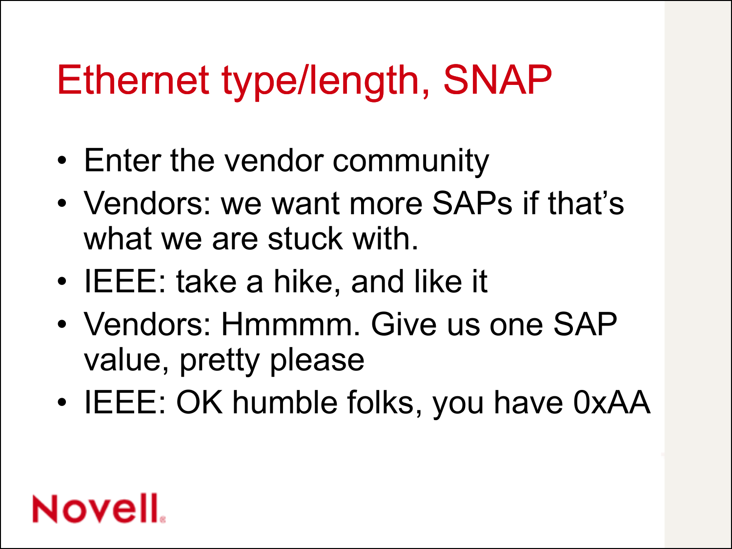# Ethernet type/length, SNAP

- Enter the vendor community
- Vendors: we want more SAPs if that's what we are stuck with.
- IEEE: take a hike, and like it
- Vendors: Hmmmm. Give us one SAP value, pretty please
- IEEE: OK humble folks, you have 0xAA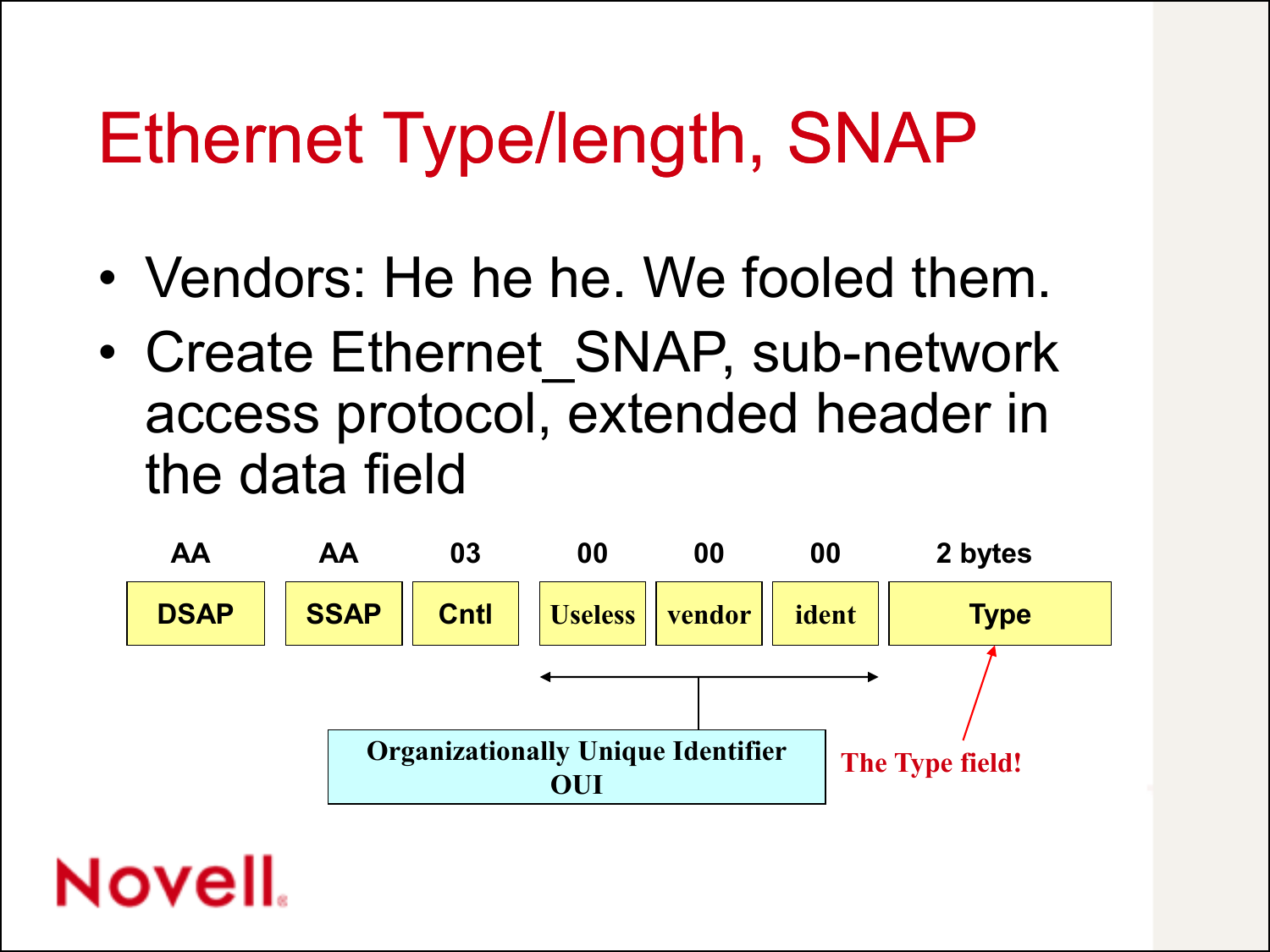# Ethernet Type/length, SNAP

- Vendors: He he he. We fooled them.
- Create Ethernet_SNAP, sub-network access protocol, extended header in the data field

| AA | AA | 03 | 00 | 00 | 00 | 2 bytes |
|---|---|---|---|---|---|---|
| DSAP | SSAP | Cntl | Useless | vendor | ident | Type |

Organizationally Unique Identifier OUI (Useless, vendor, ident)

The Type field! (Type)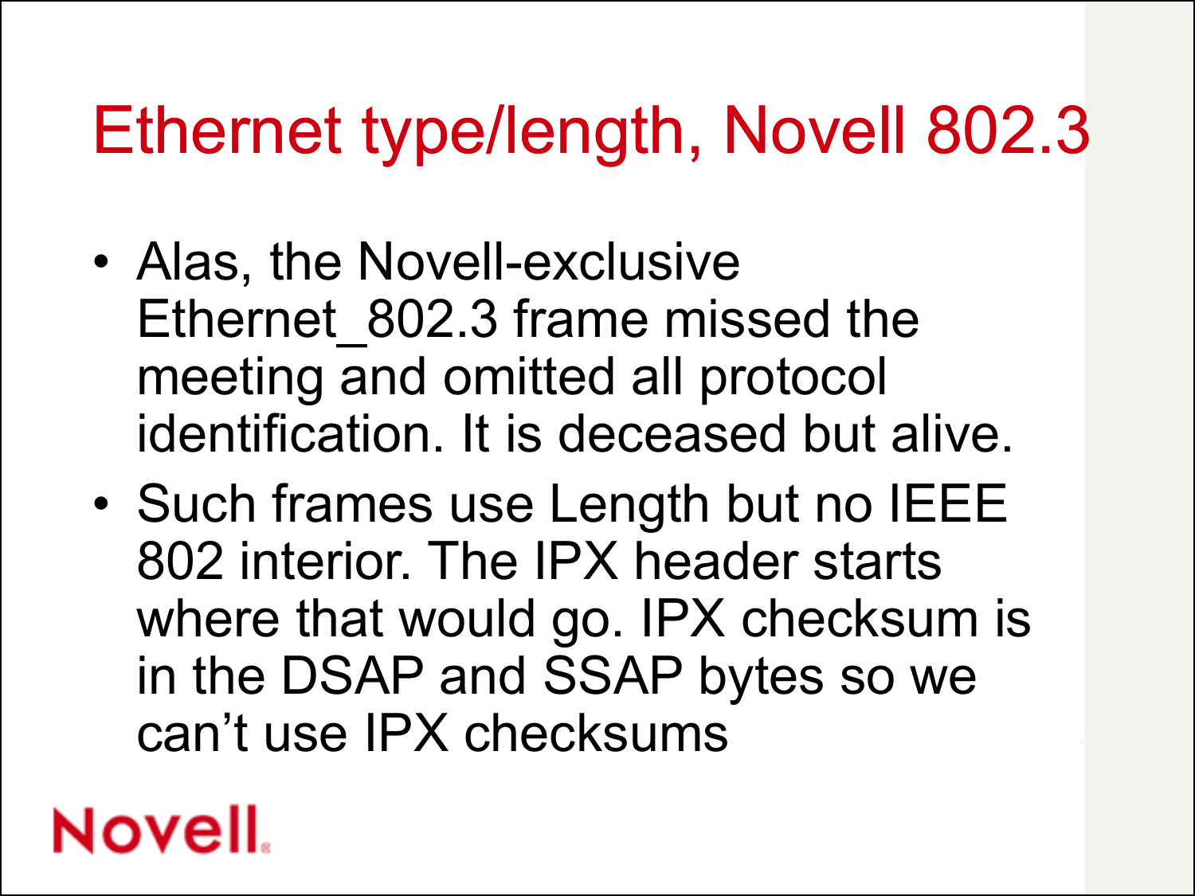# Ethernet type/length, Novell 802.3

- Alas, the Novell-exclusive Ethernet_802.3 frame missed the meeting and omitted all protocol identification. It is deceased but alive.
- Such frames use Length but no IEEE 802 interior. The IPX header starts where that would go. IPX checksum is in the DSAP and SSAP bytes so we can't use IPX checksums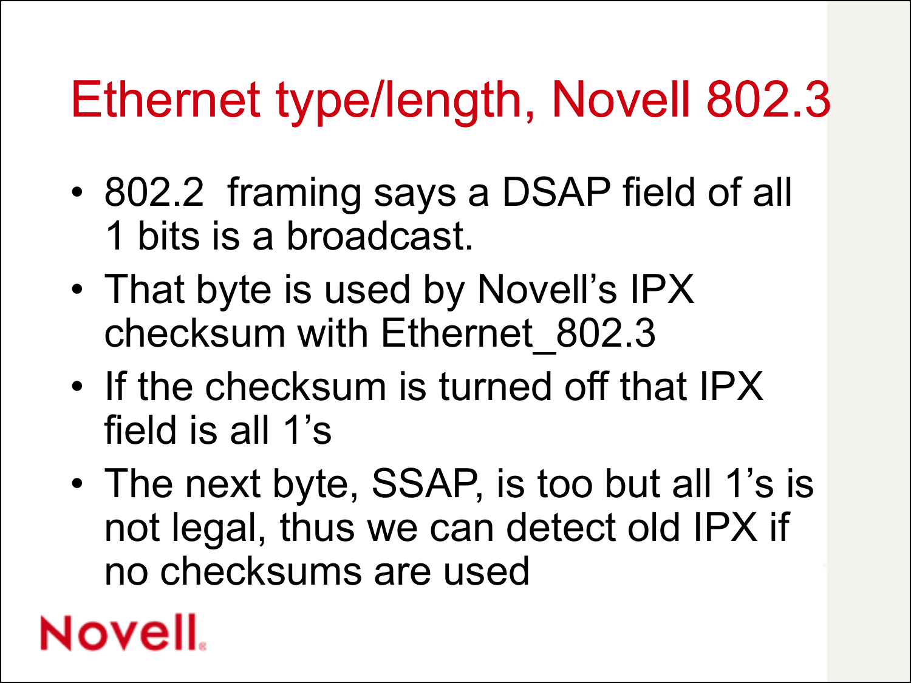# Ethernet type/length, Novell 802.3

- 802.2 framing says a DSAP field of all 1 bits is a broadcast.
- That byte is used by Novell's IPX checksum with Ethernet_802.3
- If the checksum is turned off that IPX field is all 1's
- The next byte, SSAP, is too but all 1's is not legal, thus we can detect old IPX if no checksums are used

Novell.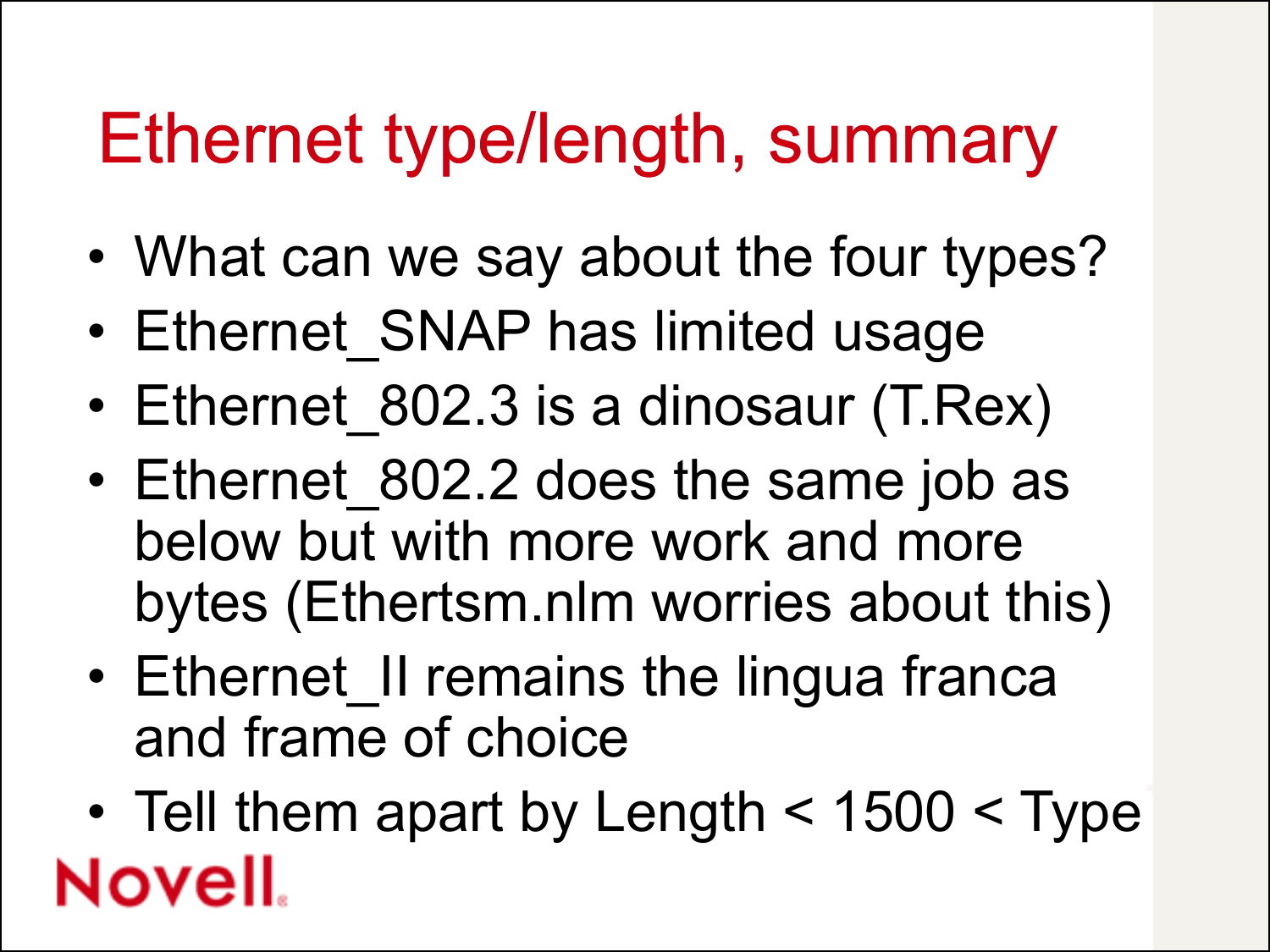# Ethernet type/length, summary

- What can we say about the four types?
- Ethernet_SNAP has limited usage
- Ethernet_802.3 is a dinosaur (T.Rex)
- Ethernet_802.2 does the same job as below but with more work and more bytes (Ethertsm.nlm worries about this)
- Ethernet_II remains the lingua franca and frame of choice
- Tell them apart by Length < 1500 < Type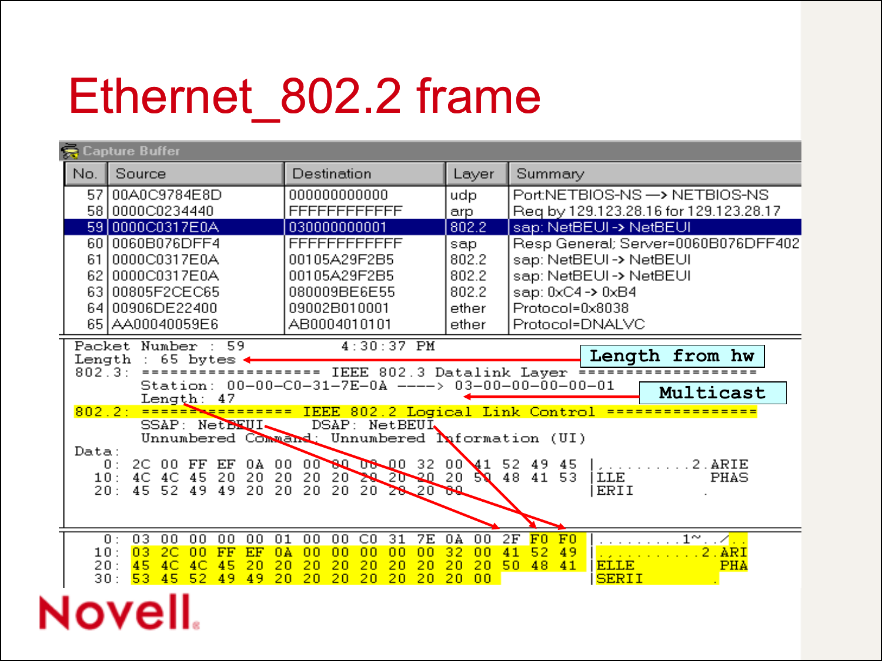# Ethernet_802.2 frame

Capture Buffer

| No. | Source | Destination | Layer | Summary |
|---|---|---|---|---|
| 57 | 00A0C9784E8D | 000000000000 | udp | Port:NETBIOS-NS —> NETBIOS-NS |
| 58 | 0000C0234440 | FFFFFFFFFFFF | arp | Req by 129.123.28.16 for 129.123.28.17 |
| 59 | 0000C0317E0A | 030000000001 | 802.2 | sap: NetBEUI -> NetBEUI |
| 60 | 0060B076DFF4 | FFFFFFFFFFFF | sap | Resp General; Server=0060B076DFF402 |
| 61 | 0000C0317E0A | 00105A29F2B5 | 802.2 | sap: NetBEUI -> NetBEUI |
| 62 | 0000C0317E0A | 00105A29F2B5 | 802.2 | sap: NetBEUI -> NetBEUI |
| 63 | 00805F2CEC65 | 080009BE6E55 | 802.2 | sap: 0xC4 -> 0xB4 |
| 64 | 00906DE22400 | 09002B010001 | ether | Protocol=0x8038 |
| 65 | AA00040059E6 | AB0004010101 | ether | Protocol=DNALVC |

```
Packet Number : 59          4:30:37 PM
Length : 65 bytes
802.3: ================== IEEE 802.3 Datalink Layer ==================
       Station: 00-00-C0-31-7E-0A ----> 03-00-00-00-00-01
       Length: 47
802.2: ================ IEEE 802.2 Logical Link Control ================
       SSAP: NetBEUI      DSAP: NetBEUI
       Unnumbered Command: Unnumbered Information (UI)
Data:
   0: 2C 00 FF EF 0A 00 00 00 00 00 32 00 41 52 49 45 |,..........2.ARIE
  10: 4C 4C 45 20 20 20 20 20 20 20 20 50 48 41 53    |LLE        PHAS
  20: 45 52 49 49 20 20 20 20 20 20 20 00             |ERII        .

   0: 03 00 00 00 00 01 00 00 C0 31 7E 0A 00 2F F0 F0 |..........1~../..
  10: 03 2C 00 FF EF 0A 00 00 00 00 00 32 00 41 52 49 |.,..........2.ARI
  20: 45 4C 4C 45 20 20 20 20 20 20 20 20 20 50 48 41 |ELLE         PHA
  30: 53 45 52 49 49 20 20 20 20 20 20 20 00          |SERII        .
```

Length from hw

Multicast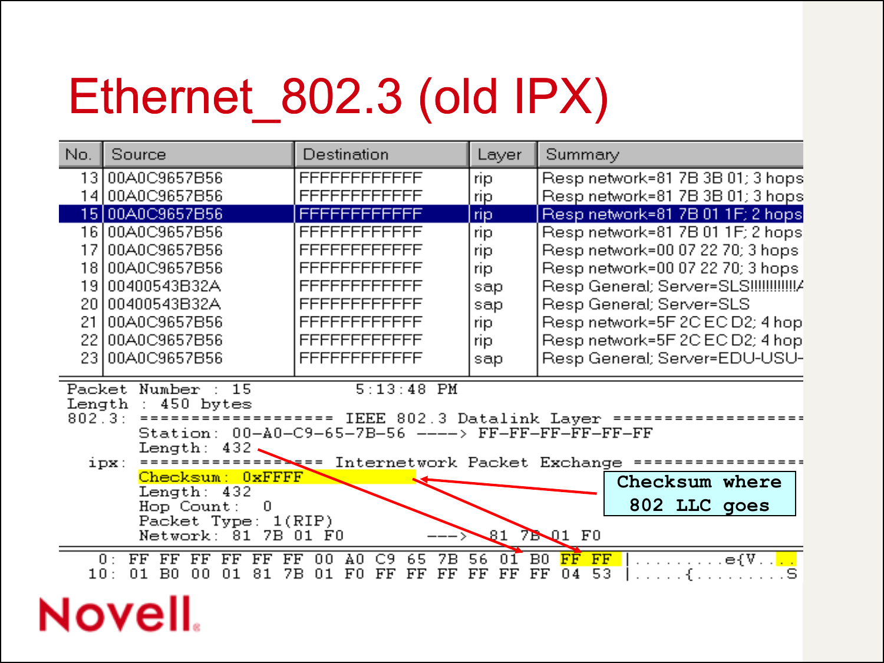# Ethernet_802.3 (old IPX)

| No. | Source | Destination | Layer | Summary |
|---|---|---|---|---|
| 13 | 00A0C9657B56 | FFFFFFFFFFFF | rip | Resp network=81 7B 3B 01; 3 hops |
| 14 | 00A0C9657B56 | FFFFFFFFFFFF | rip | Resp network=81 7B 3B 01; 3 hops |
| 15 | 00A0C9657B56 | FFFFFFFFFFFF | rip | Resp network=81 7B 01 1F; 2 hops |
| 16 | 00A0C9657B56 | FFFFFFFFFFFF | rip | Resp network=81 7B 01 1F; 2 hops |
| 17 | 00A0C9657B56 | FFFFFFFFFFFF | rip | Resp network=00 07 22 70; 3 hops |
| 18 | 00A0C9657B56 | FFFFFFFFFFFF | rip | Resp network=00 07 22 70; 3 hops |
| 19 | 00400543B32A | FFFFFFFFFFFF | sap | Resp General; Server=SLS!!!!!!!!!!!A |
| 20 | 00400543B32A | FFFFFFFFFFFF | sap | Resp General; Server=SLS |
| 21 | 00A0C9657B56 | FFFFFFFFFFFF | rip | Resp network=5F 2C EC D2; 4 hop |
| 22 | 00A0C9657B56 | FFFFFFFFFFFF | rip | Resp network=5F 2C EC D2; 4 hop |
| 23 | 00A0C9657B56 | FFFFFFFFFFFF | sap | Resp General; Server=EDU-USU- |

```
Packet Number : 15          5:13:48 PM
Length : 450 bytes
802.3: ================== IEEE 802.3 Datalink Layer ==================
       Station: 00-A0-C9-65-7B-56 ----> FF-FF-FF-FF-FF-FF
       Length: 432
  ipx: ================== Internetwork Packet Exchange ================
       Checksum: 0xFFFF
       Length: 432
       Hop Count: 0
       Packet Type: 1(RIP)
       Network: 81 7B 01 F0        ---> 81 7B 01 F0

   0: FF FF FF FF FF FF 00 A0 C9 65 7B 56 01 B0 FF FF |.........e{V....
  10: 01 B0 00 01 81 7B 01 F0 FF FF FF FF FF FF 04 53 |.....{.........S
```

Checksum where 802 LLC goes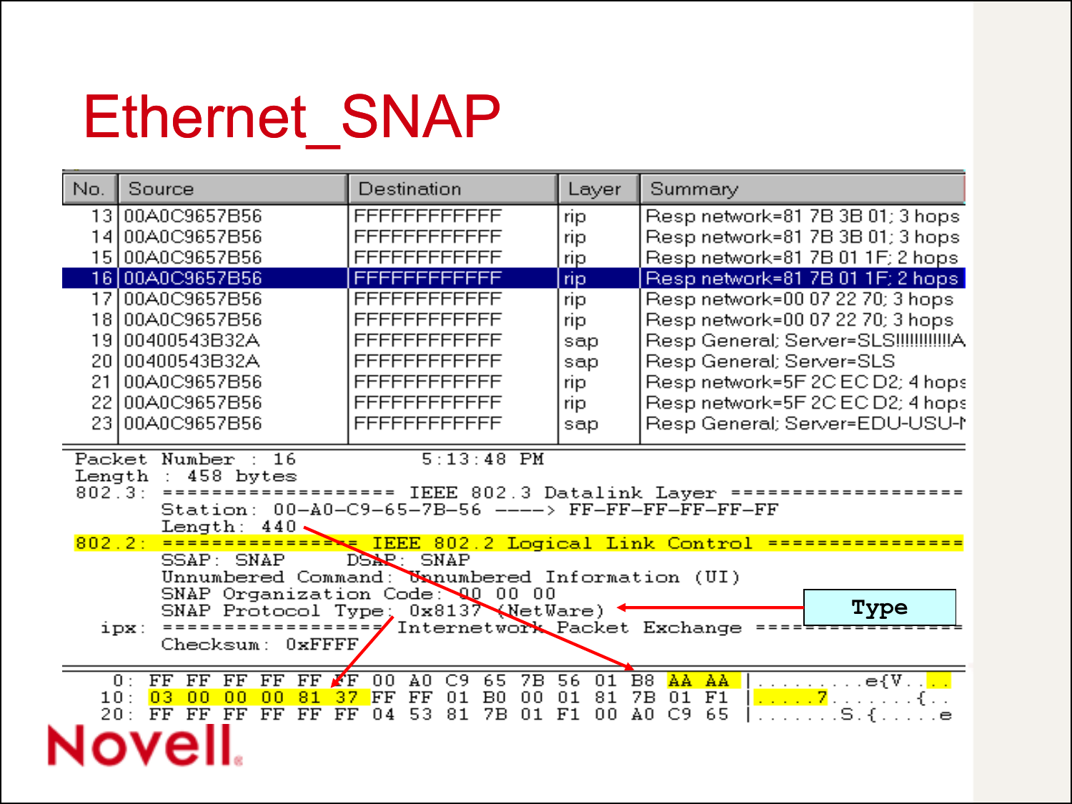# Ethernet_SNAP

| No. | Source | Destination | Layer | Summary |
|---|---|---|---|---|
| 13 | 00A0C9657B56 | FFFFFFFFFFFF | rip | Resp network=81 7B 3B 01; 3 hops |
| 14 | 00A0C9657B56 | FFFFFFFFFFFF | rip | Resp network=81 7B 3B 01; 3 hops |
| 15 | 00A0C9657B56 | FFFFFFFFFFFF | rip | Resp network=81 7B 01 1F; 2 hops |
| 16 | 00A0C9657B56 | FFFFFFFFFFFF | rip | Resp network=81 7B 01 1F; 2 hops |
| 17 | 00A0C9657B56 | FFFFFFFFFFFF | rip | Resp network=00 07 22 70; 3 hops |
| 18 | 00A0C9657B56 | FFFFFFFFFFFF | rip | Resp network=00 07 22 70; 3 hops |
| 19 | 00400543B32A | FFFFFFFFFFFF | sap | Resp General; Server=SLS!!!!!!!!!!!A |
| 20 | 00400543B32A | FFFFFFFFFFFF | sap | Resp General; Server=SLS |
| 21 | 00A0C9657B56 | FFFFFFFFFFFF | rip | Resp network=5F 2C EC D2; 4 hops |
| 22 | 00A0C9657B56 | FFFFFFFFFFFF | rip | Resp network=5F 2C EC D2; 4 hops |
| 23 | 00A0C9657B56 | FFFFFFFFFFFF | sap | Resp General; Server=EDU-USU-N |

```
Packet Number : 16                5:13:48 PM
Length : 458 bytes
802.3: =================== IEEE 802.3 Datalink Layer ===================
       Station: 00-A0-C9-65-7B-56 ----> FF-FF-FF-FF-FF-FF
       Length: 440
802.2: ================ IEEE 802.2 Logical Link Control ================
       SSAP: SNAP    DSAP: SNAP
       Unnumbered Command: Unnumbered Information (UI)
       SNAP Organization Code: 00 00 00
       SNAP Protocol Type: 0x8137 (NetWare)
  ipx: ================= Internetwork Packet Exchange ================
       Checksum: 0xFFFF

   0: FF FF FF FF FF FF 00 A0 C9 65 7B 56 01 B8 AA AA |.........e{V....
  10: 03 00 00 00 81 37 FF FF 01 B0 00 01 81 7B 01 F1 |.....7.......{..
  20: FF FF FF FF FF FF 04 53 81 7B 01 F1 00 A0 C9 65 |.......S.{.....e
```

**Type**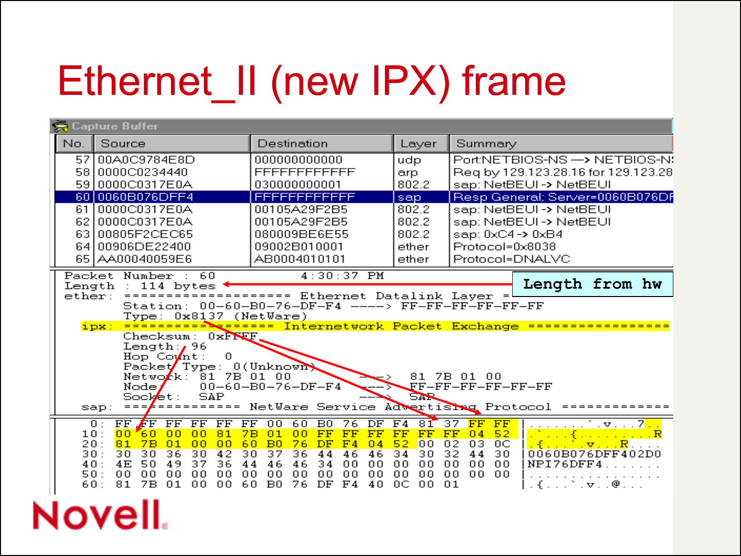# Ethernet_II (new IPX) frame

**Capture Buffer**

| No. | Source | Destination | Layer | Summary |
|---|---|---|---|---|
| 57 | 00A0C9784E8D | 000000000000 | udp | Port:NETBIOS-NS —> NETBIOS-N |
| 58 | 0000C0234440 | FFFFFFFFFFFF | arp | Req by 129.123.28.16 for 129.123.28 |
| 59 | 0000C0317E0A | 030000000001 | 802.2 | sap: NetBEUI -> NetBEUI |
| 60 | 0060B076DFF4 | FFFFFFFFFFFF | sap | Resp General; Server=0060B076DF |
| 61 | 0000C0317E0A | 00105A29F2B5 | 802.2 | sap: NetBEUI -> NetBEUI |
| 62 | 0000C0317E0A | 00105A29F2B5 | 802.2 | sap: NetBEUI -> NetBEUI |
| 63 | 00805F2CEC65 | 080009BE6E55 | 802.2 | sap: 0xC4 -> 0xB4 |
| 64 | 00906DE22400 | 09002B010001 | ether | Protocol=0x8038 |
| 65 | AA00040059E6 | AB0004010101 | ether | Protocol=DNALVC |

```
Packet Number : 60          4:30:37 PM
Length : 114 bytes                                  <-- Length from hw
ether: ==================== Ethernet Datalink Layer =
       Station: 00-60-B0-76-DF-F4 ----> FF-FF-FF-FF-FF-FF
       Type: 0x8137 (NetWare)
  ipx: ================== Internetwork Packet Exchange =================
       Checksum: 0xFFFF
       Length: 96
       Hop Count: 0
       Packet Type: 0(Unknown)
       Network: 81 7B 01 00          ---->  81 7B 01 00
       Node: 00-60-B0-76-DF-F4       ---->  FF-FF-FF-FF-FF-FF
       Socket: SAP                   ---->  SAP
  sap: ============== NetWare Service Advertising Protocol =============

   0: FF FF FF FF FF FF 00 60 B0 76 DF F4 81 37 FF FF  |.......`.v...7..
  10: 00 60 00 00 81 7B 01 00 FF FF FF FF FF FF 04 52  |.`...{.........R
  20: 81 7B 01 00 00 60 B0 76 DF F4 04 52 00 02 03 0C  |.{...`.v...R....
  30: 30 30 36 30 42 30 37 36 44 46 46 34 30 32 44 30  |0060B076DFF402D0
  40: 4E 50 49 37 36 44 46 46 34 00 00 00 00 00 00 00  |NPI76DFF4.......
  50: 00 00 00 00 00 00 00 00 00 00 00 00 00 00 00 00  |................
  60: 81 7B 01 00 00 60 B0 76 DF F4 40 0C 00 01        |.{...`.v..@...
```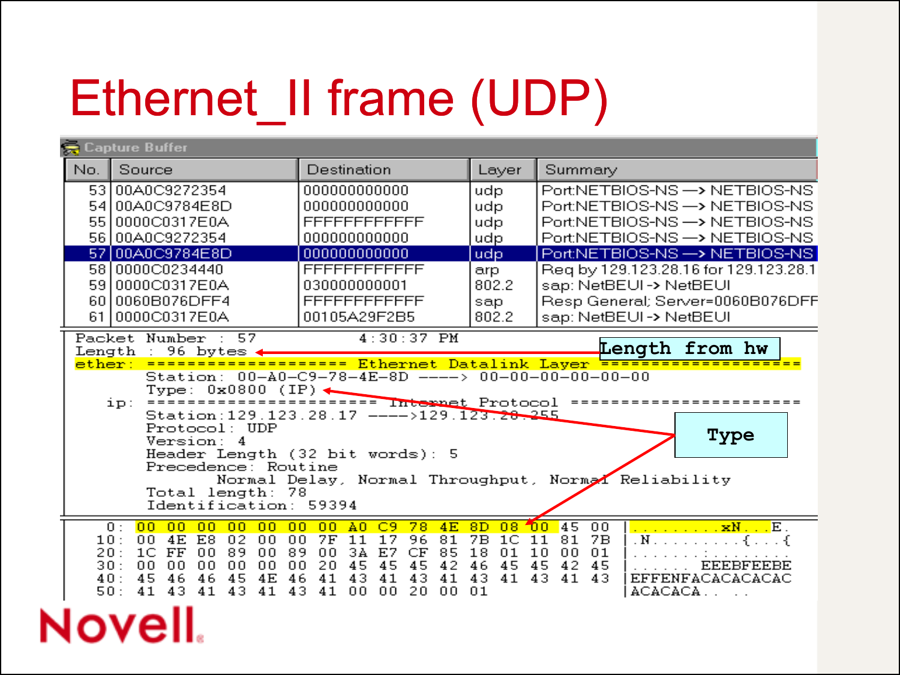# Ethernet_II frame (UDP)

**Capture Buffer**

| No. | Source | Destination | Layer | Summary |
|---|---|---|---|---|
| 53 | 00A0C9272354 | 000000000000 | udp | Port:NETBIOS-NS —> NETBIOS-NS |
| 54 | 00A0C9784E8D | 000000000000 | udp | Port:NETBIOS-NS —> NETBIOS-NS |
| 55 | 0000C0317E0A | FFFFFFFFFFFF | udp | Port:NETBIOS-NS —> NETBIOS-NS |
| 56 | 00A0C9272354 | 000000000000 | udp | Port:NETBIOS-NS —> NETBIOS-NS |
| 57 | 00A0C9784E8D | 000000000000 | udp | Port:NETBIOS-NS —> NETBIOS-NS |
| 58 | 0000C0234440 | FFFFFFFFFFFF | arp | Req by 129.123.28.16 for 129.123.28.1 |
| 59 | 0000C0317E0A | 030000000001 | 802.2 | sap: NetBEUI -> NetBEUI |
| 60 | 0060B076DFF4 | FFFFFFFFFFFF | sap | Resp General; Server=0060B076DFF |
| 61 | 0000C0317E0A | 00105A29F2B5 | 802.2 | sap: NetBEUI -> NetBEUI |

```
Packet Number : 57          4:30:37 PM
Length : 96 bytes                                   <- Length from hw
ether: ==================== Ethernet Datalink Layer ====================
        Station: 00-A0-C9-78-4E-8D ----> 00-00-00-00-00-00
        Type: 0x0800 (IP)                           <- Type
    ip: ====================== Internet Protocol =======================
        Station:129.123.28.17 ---->129.123.28.255
        Protocol: UDP
        Version: 4
        Header Length (32 bit words): 5
        Precedence: Routine
               Normal Delay, Normal Throughput, Normal Reliability
        Total length: 78
        Identification: 59394
```

```
 0: 00 00 00 00 00 00 00 A0 C9 78 4E 8D 08 00 45 00 |.........xN...E.
10: 00 4E E8 02 00 00 7F 11 17 96 81 7B 1C 11 81 7B |.N.........{...{
20: 1C FF 00 89 00 89 00 3A E7 CF 85 18 01 10 00 01 |................
30: 00 00 00 00 00 00 20 45 45 45 42 46 45 45 42 45 |...... EEEBFEEBE
40: 45 46 46 45 4E 46 41 43 41 43 41 43 41 43 41 43 |EFFENFACACACACAC
50: 41 43 41 43 41 43 41 00 00 20 00 01             |ACACACA.. ..
```

Novell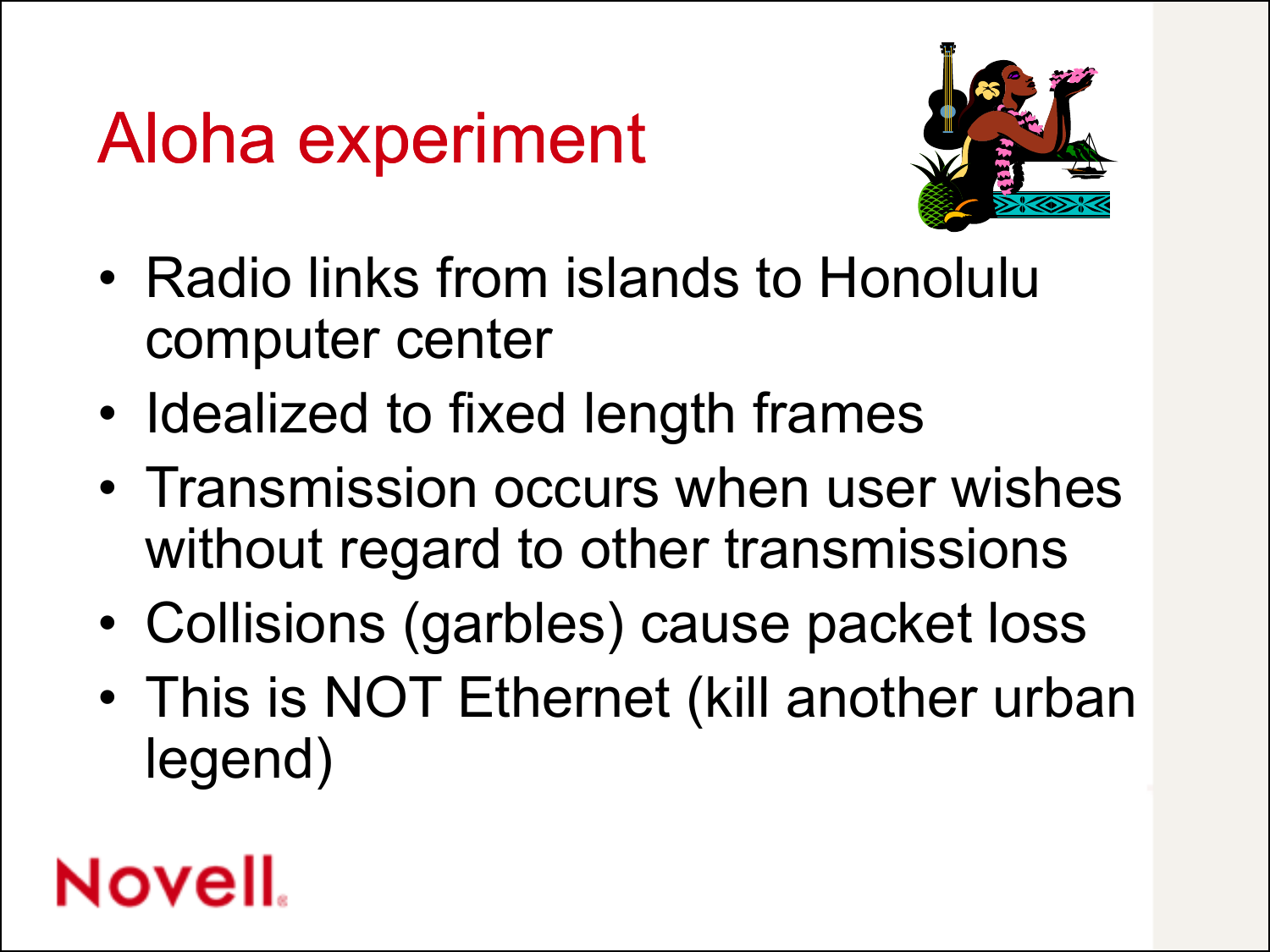# Aloha experiment

- Radio links from islands to Honolulu computer center
- Idealized to fixed length frames
- Transmission occurs when user wishes without regard to other transmissions
- Collisions (garbles) cause packet loss
- This is NOT Ethernet (kill another urban legend)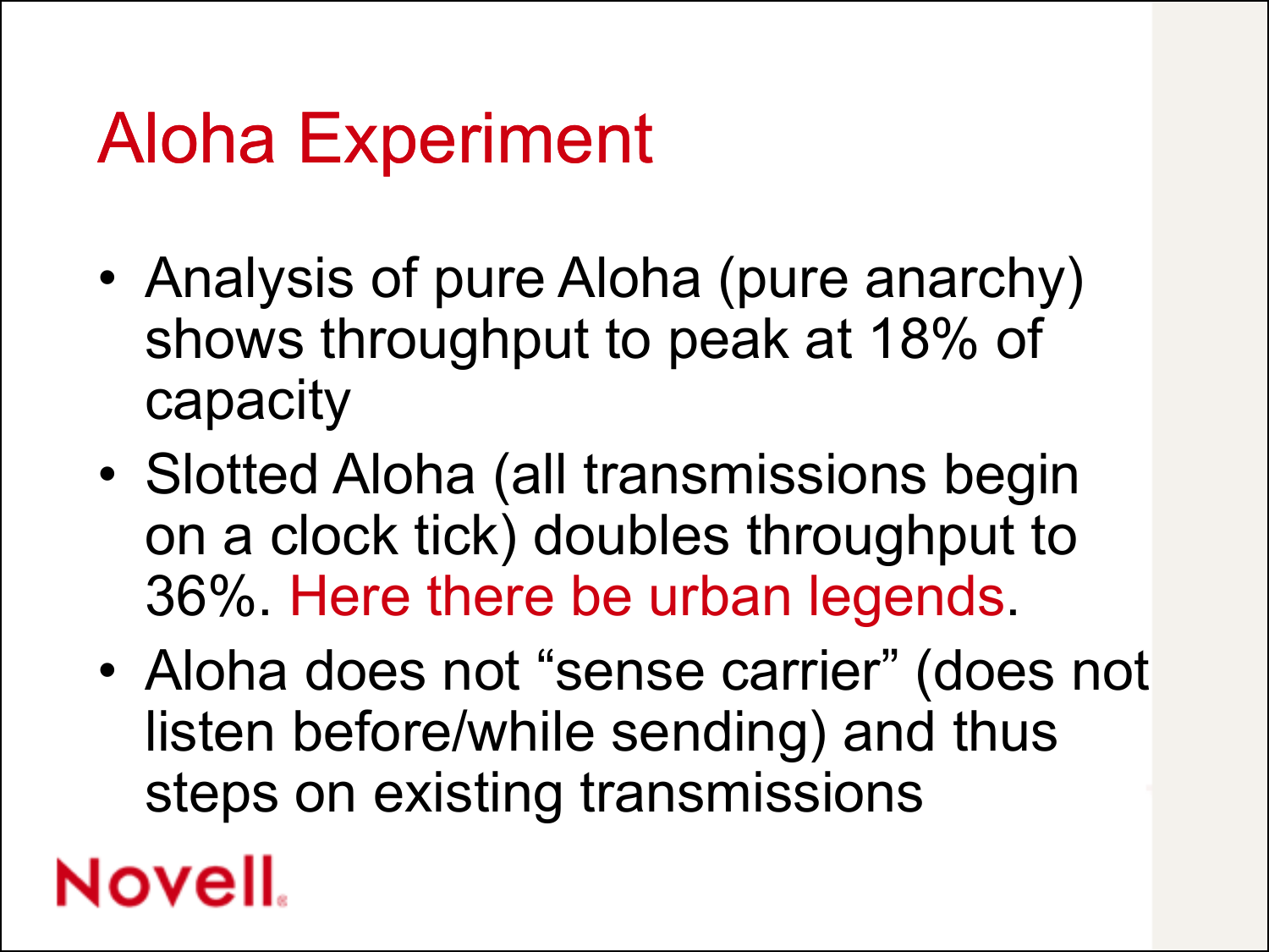# Aloha Experiment

- Analysis of pure Aloha (pure anarchy) shows throughput to peak at 18% of capacity
- Slotted Aloha (all transmissions begin on a clock tick) doubles throughput to 36%. Here there be urban legends.
- Aloha does not "sense carrier" (does not listen before/while sending) and thus steps on existing transmissions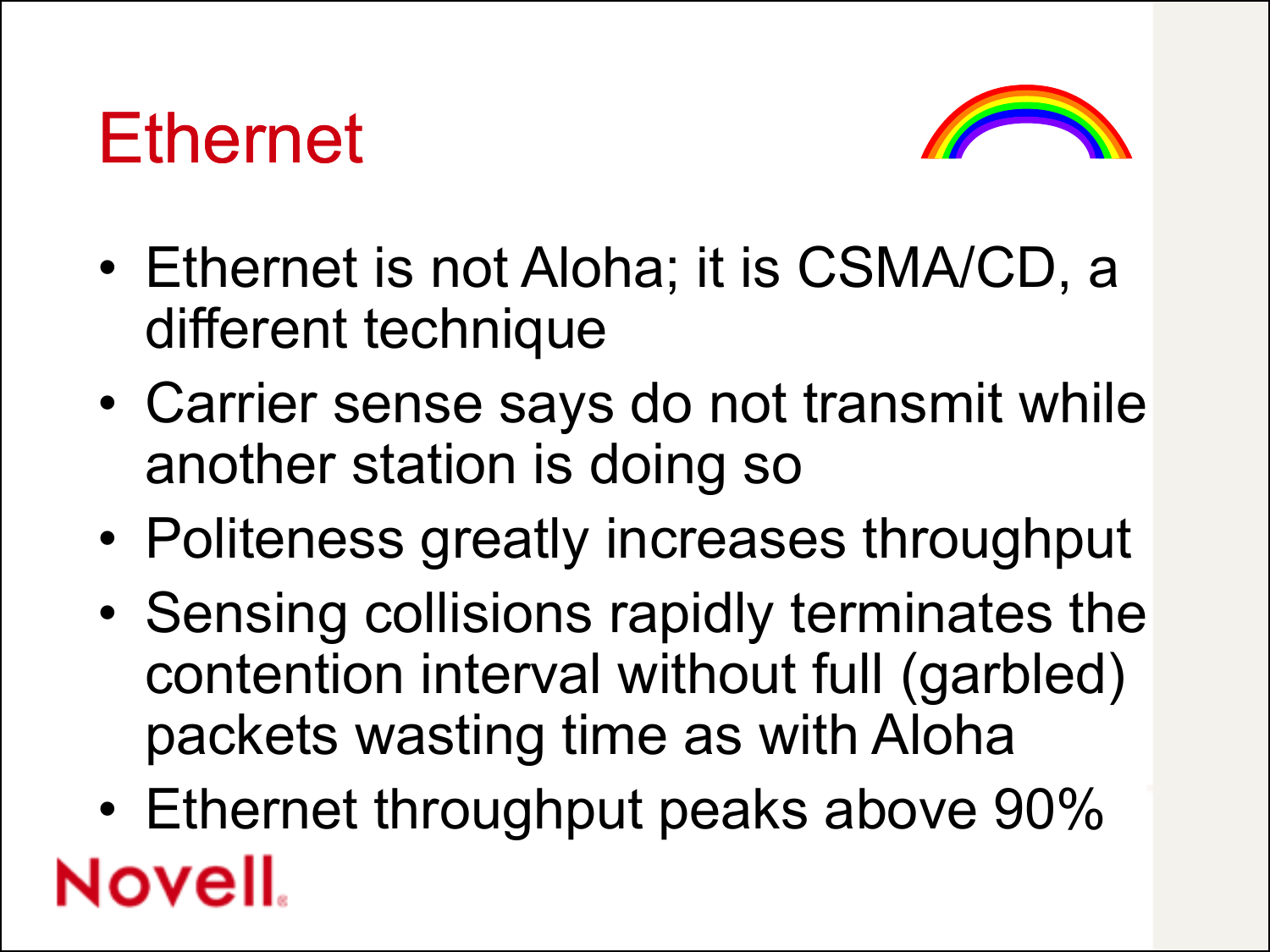# Ethernet

- Ethernet is not Aloha; it is CSMA/CD, a different technique
- Carrier sense says do not transmit while another station is doing so
- Politeness greatly increases throughput
- Sensing collisions rapidly terminates the contention interval without full (garbled) packets wasting time as with Aloha
- Ethernet throughput peaks above 90%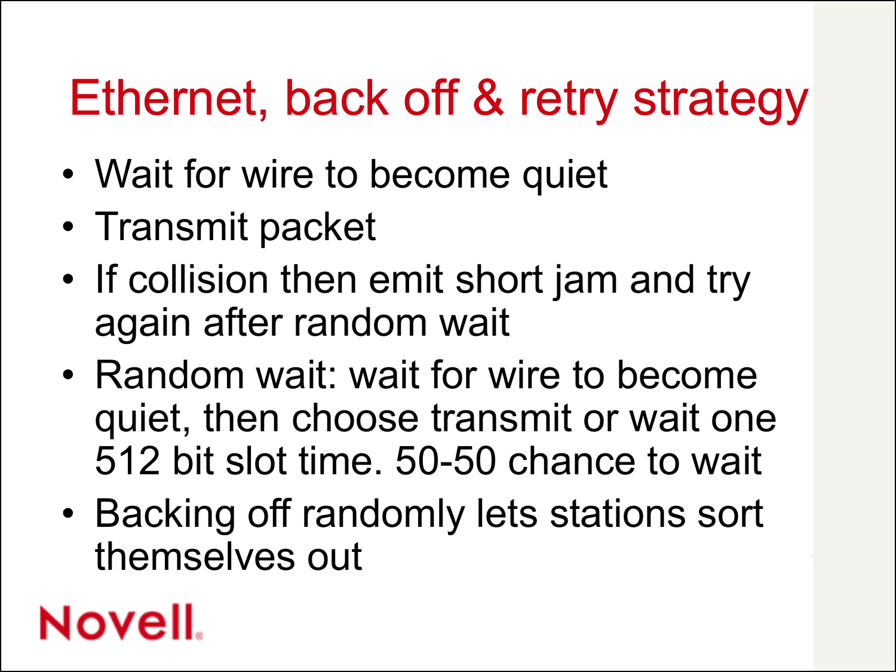# Ethernet, back off & retry strategy

- Wait for wire to become quiet
- Transmit packet
- If collision then emit short jam and try again after random wait
- Random wait: wait for wire to become quiet, then choose transmit or wait one 512 bit slot time. 50-50 chance to wait
- Backing off randomly lets stations sort themselves out

Novell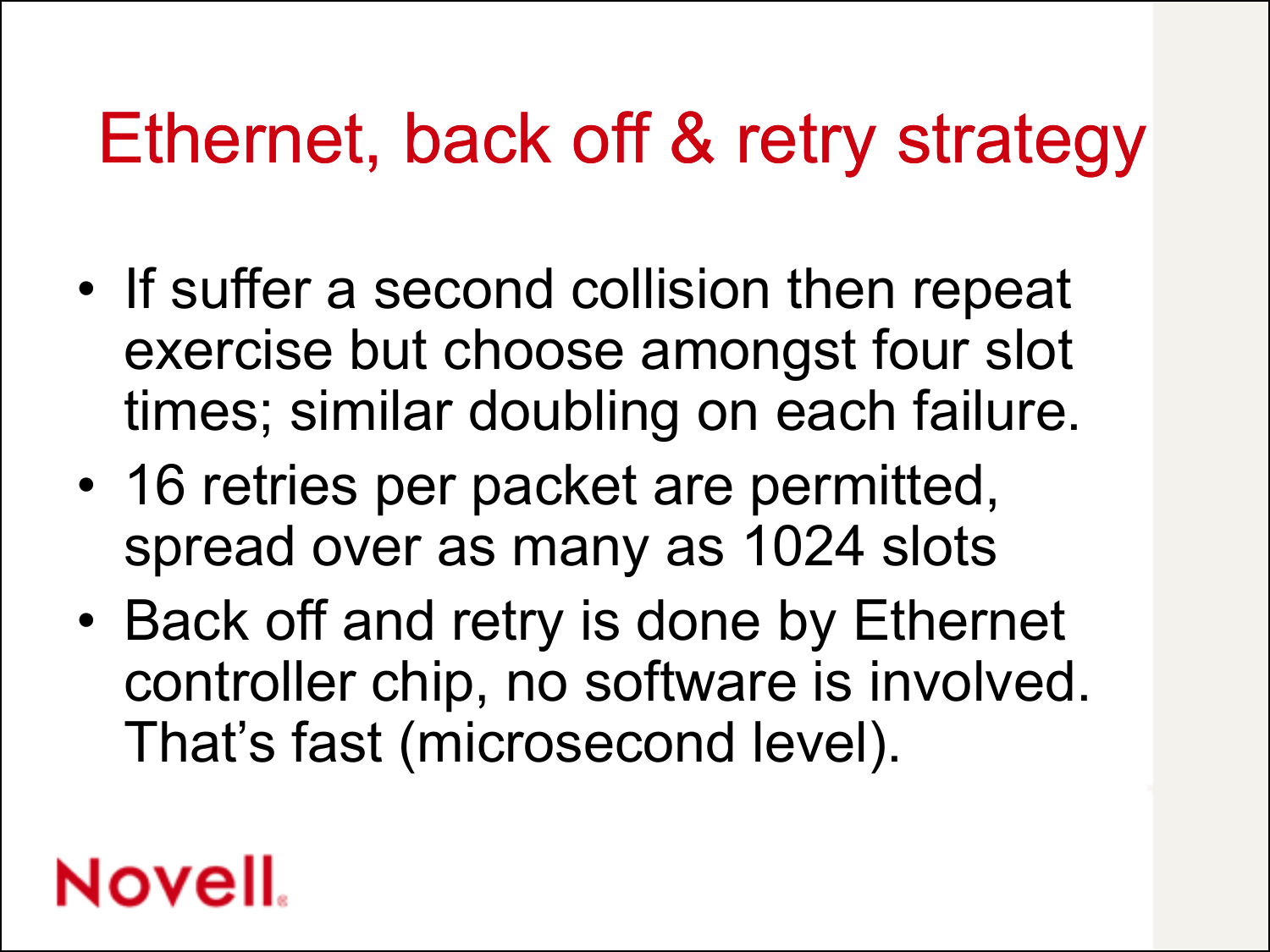# Ethernet, back off & retry strategy

- If suffer a second collision then repeat exercise but choose amongst four slot times; similar doubling on each failure.
- 16 retries per packet are permitted, spread over as many as 1024 slots
- Back off and retry is done by Ethernet controller chip, no software is involved. That's fast (microsecond level).

Novell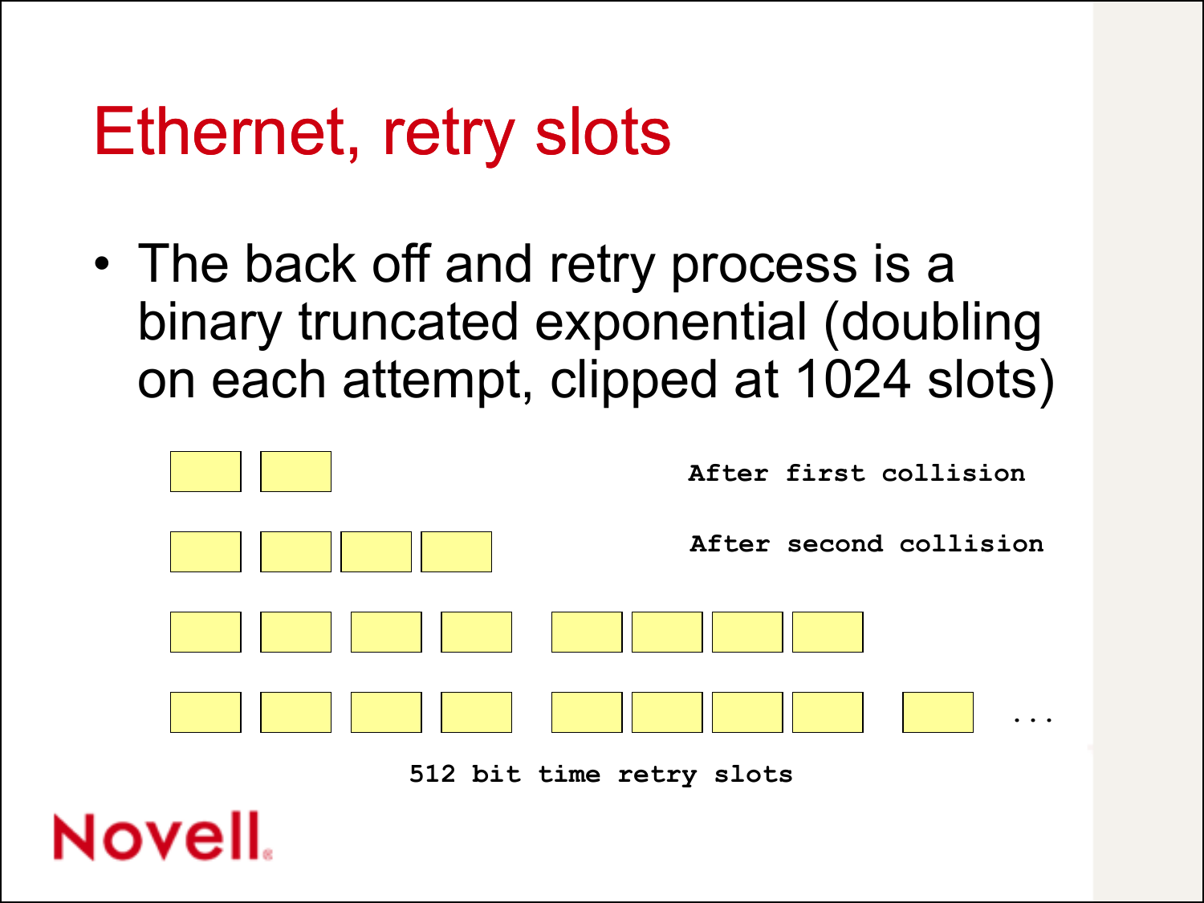# Ethernet, retry slots

- The back off and retry process is a binary truncated exponential (doubling on each attempt, clipped at 1024 slots)

After first collision

After second collision

. . .

512 bit time retry slots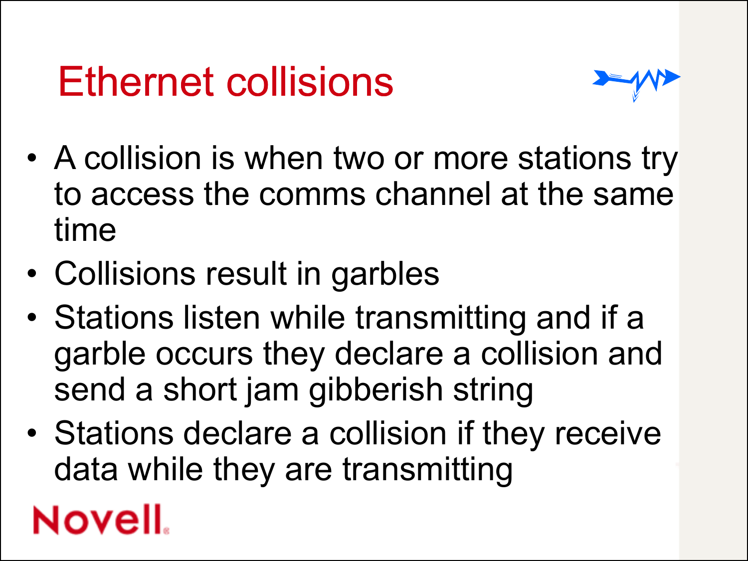# Ethernet collisions

- A collision is when two or more stations try to access the comms channel at the same time
- Collisions result in garbles
- Stations listen while transmitting and if a garble occurs they declare a collision and send a short jam gibberish string
- Stations declare a collision if they receive data while they are transmitting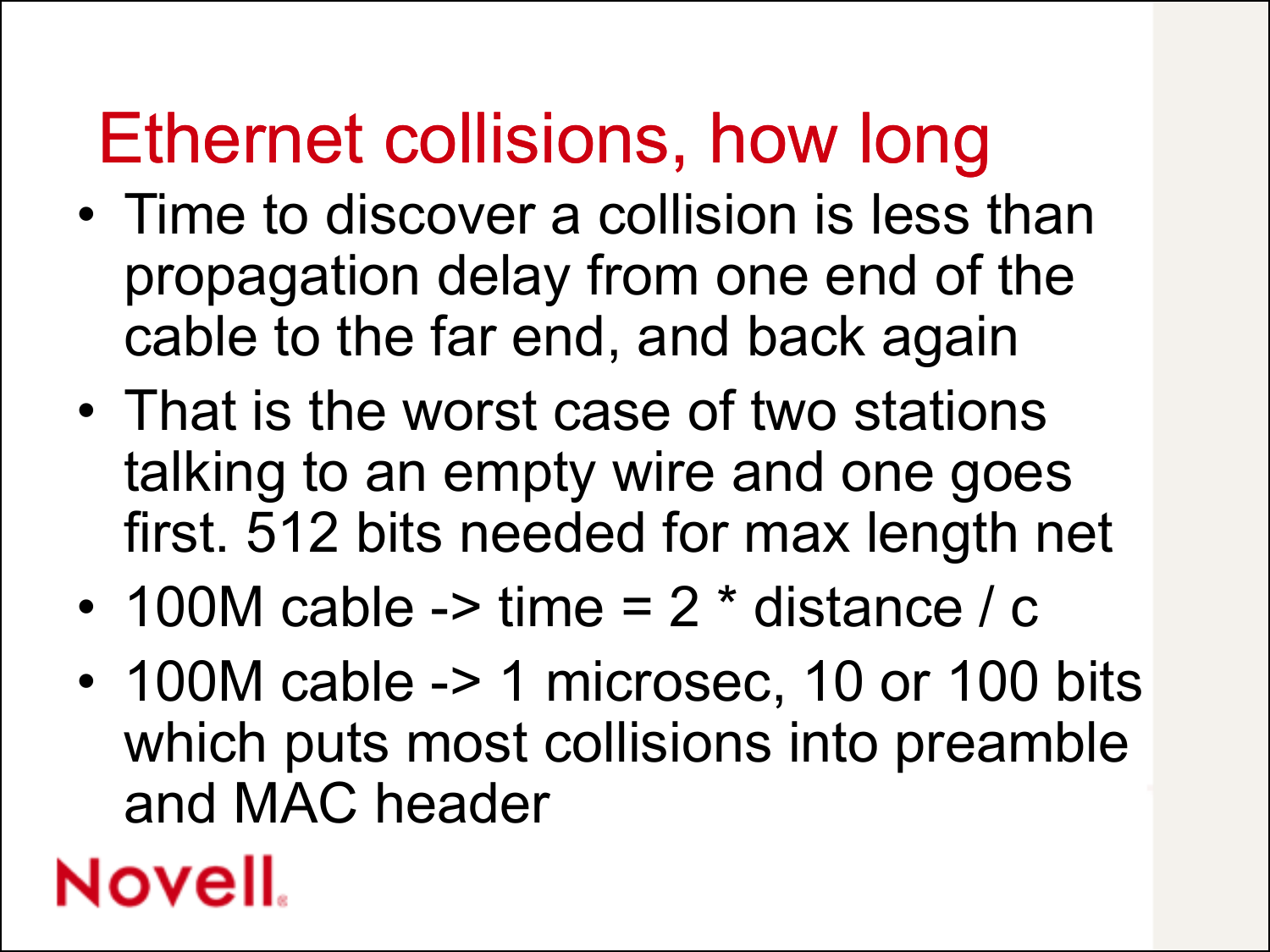# Ethernet collisions, how long

- Time to discover a collision is less than propagation delay from one end of the cable to the far end, and back again
- That is the worst case of two stations talking to an empty wire and one goes first. 512 bits needed for max length net
- 100M cable -> time = 2 * distance / c
- 100M cable -> 1 microsec, 10 or 100 bits which puts most collisions into preamble and MAC header

Novell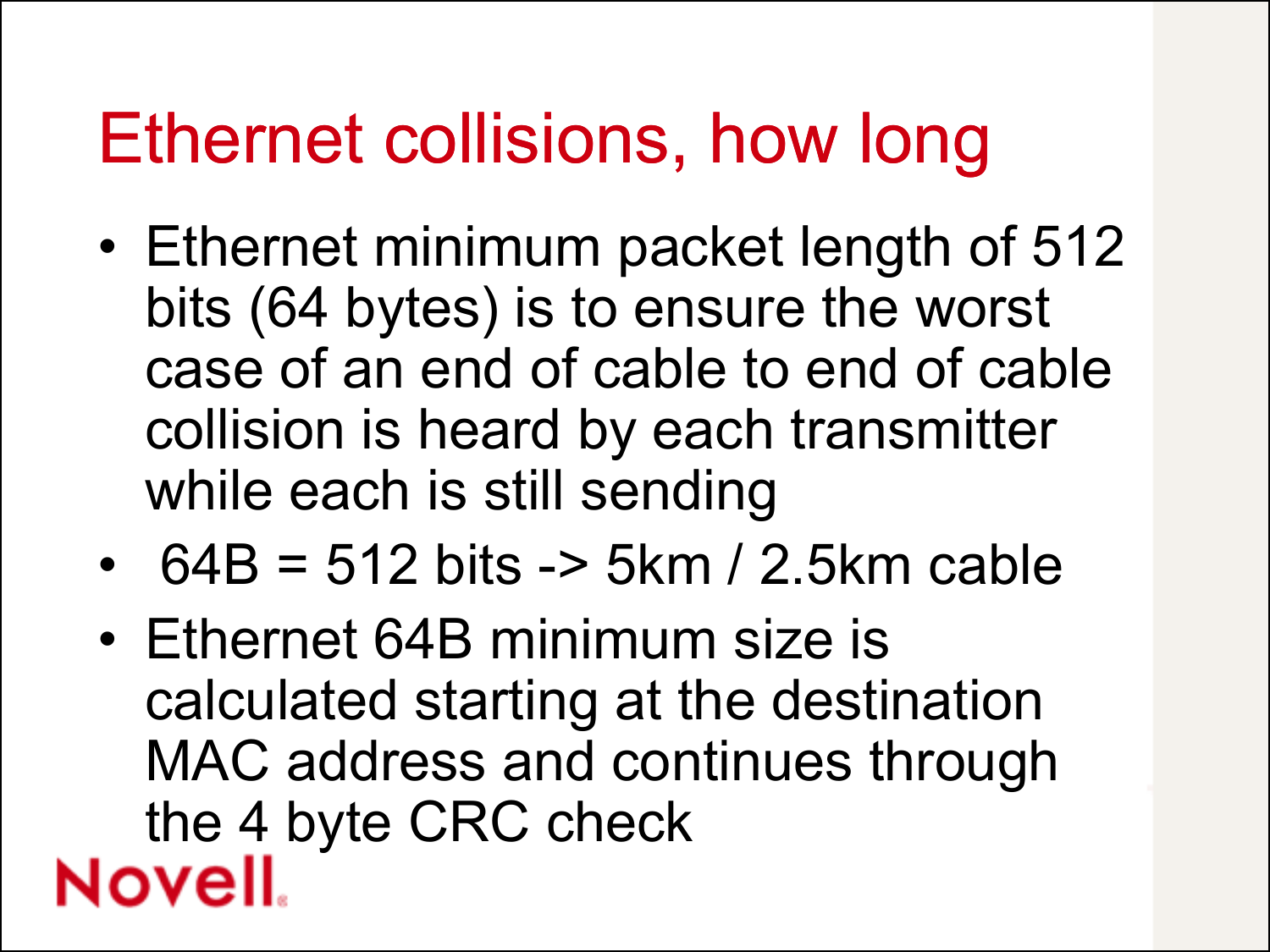# Ethernet collisions, how long

- Ethernet minimum packet length of 512 bits (64 bytes) is to ensure the worst case of an end of cable to end of cable collision is heard by each transmitter while each is still sending
- 64B = 512 bits -> 5km / 2.5km cable
- Ethernet 64B minimum size is calculated starting at the destination MAC address and continues through the 4 byte CRC check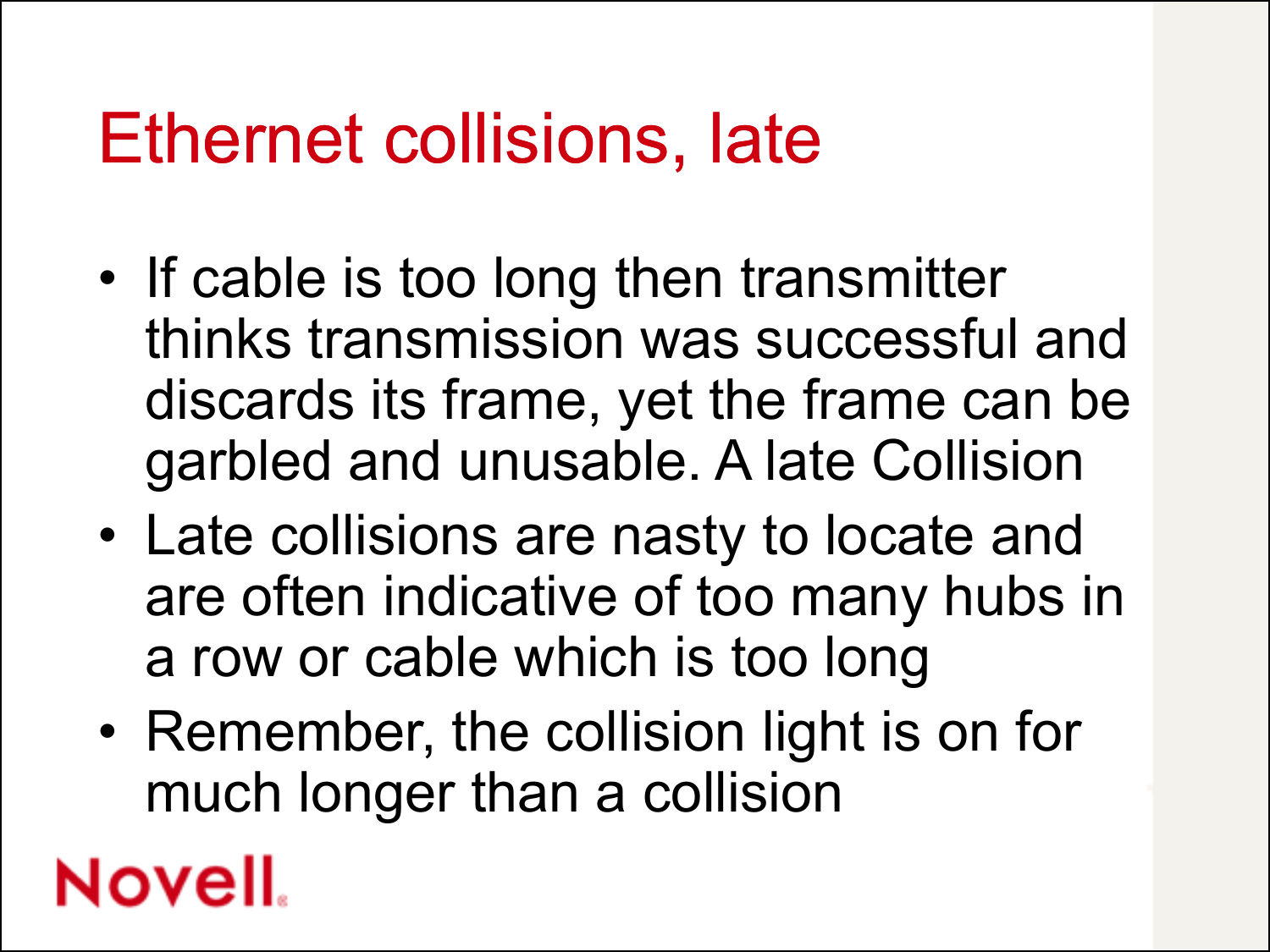# Ethernet collisions, late

- If cable is too long then transmitter thinks transmission was successful and discards its frame, yet the frame can be garbled and unusable. A late Collision
- Late collisions are nasty to locate and are often indicative of too many hubs in a row or cable which is too long
- Remember, the collision light is on for much longer than a collision

Novell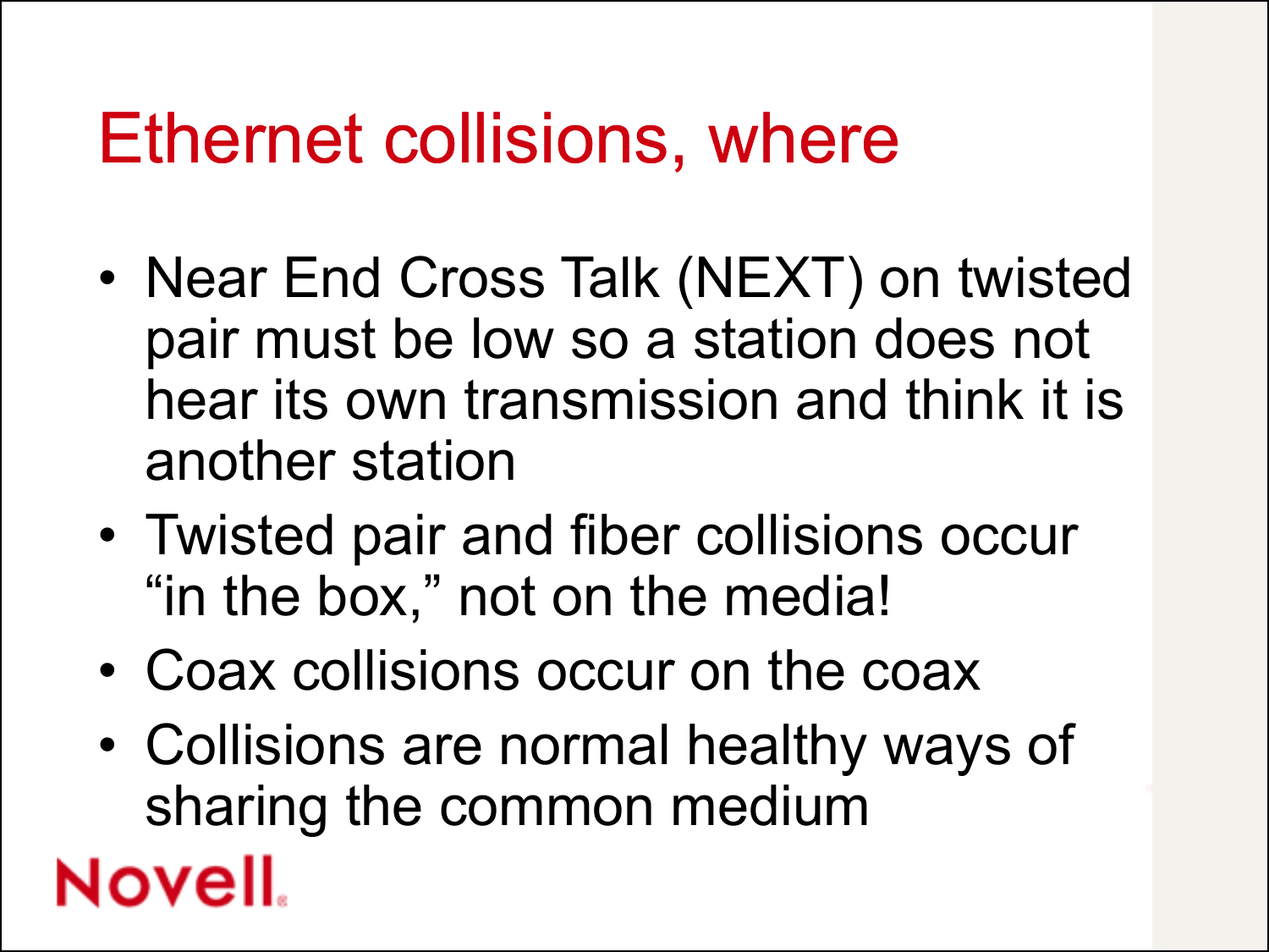# Ethernet collisions, where

- Near End Cross Talk (NEXT) on twisted pair must be low so a station does not hear its own transmission and think it is another station
- Twisted pair and fiber collisions occur "in the box," not on the media!
- Coax collisions occur on the coax
- Collisions are normal healthy ways of sharing the common medium

Novell.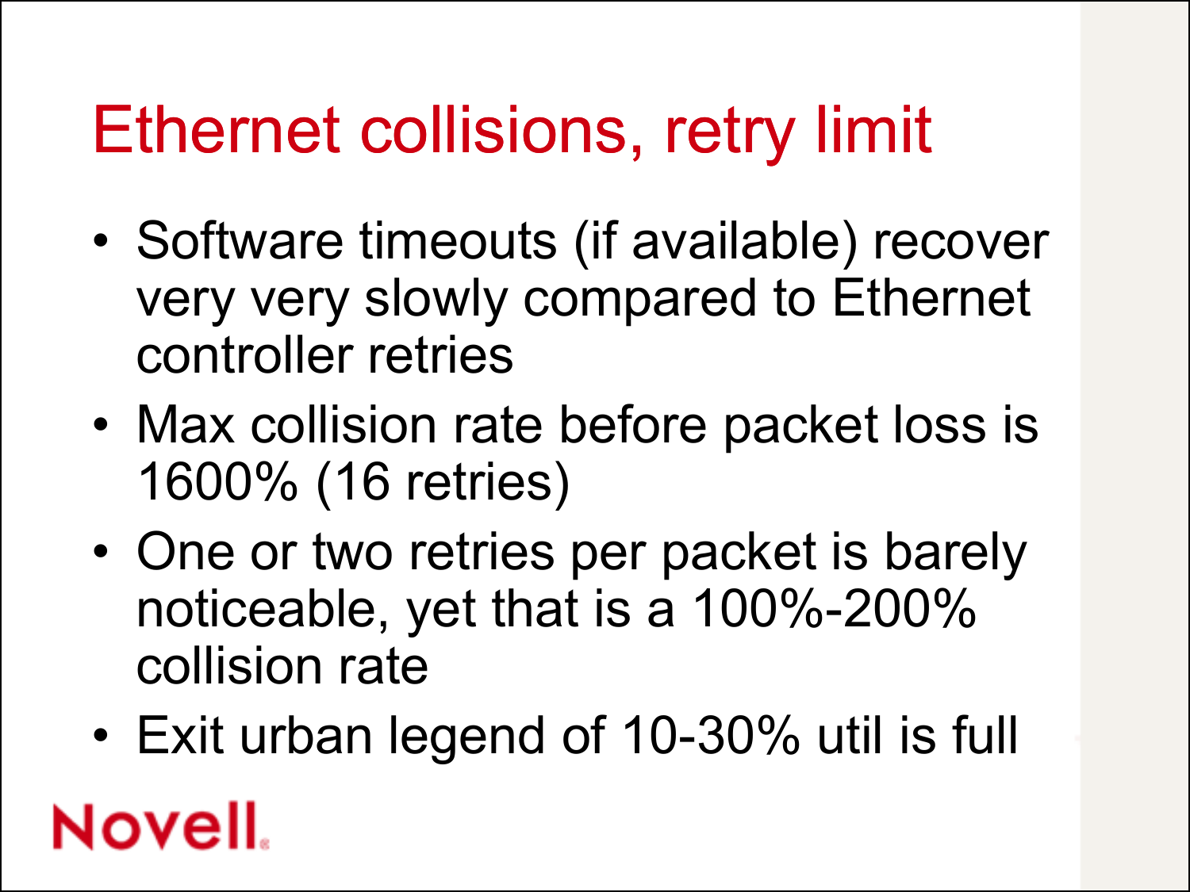# Ethernet collisions, retry limit

- Software timeouts (if available) recover very very slowly compared to Ethernet controller retries
- Max collision rate before packet loss is 1600% (16 retries)
- One or two retries per packet is barely noticeable, yet that is a 100%-200% collision rate
- Exit urban legend of 10-30% util is full

Novell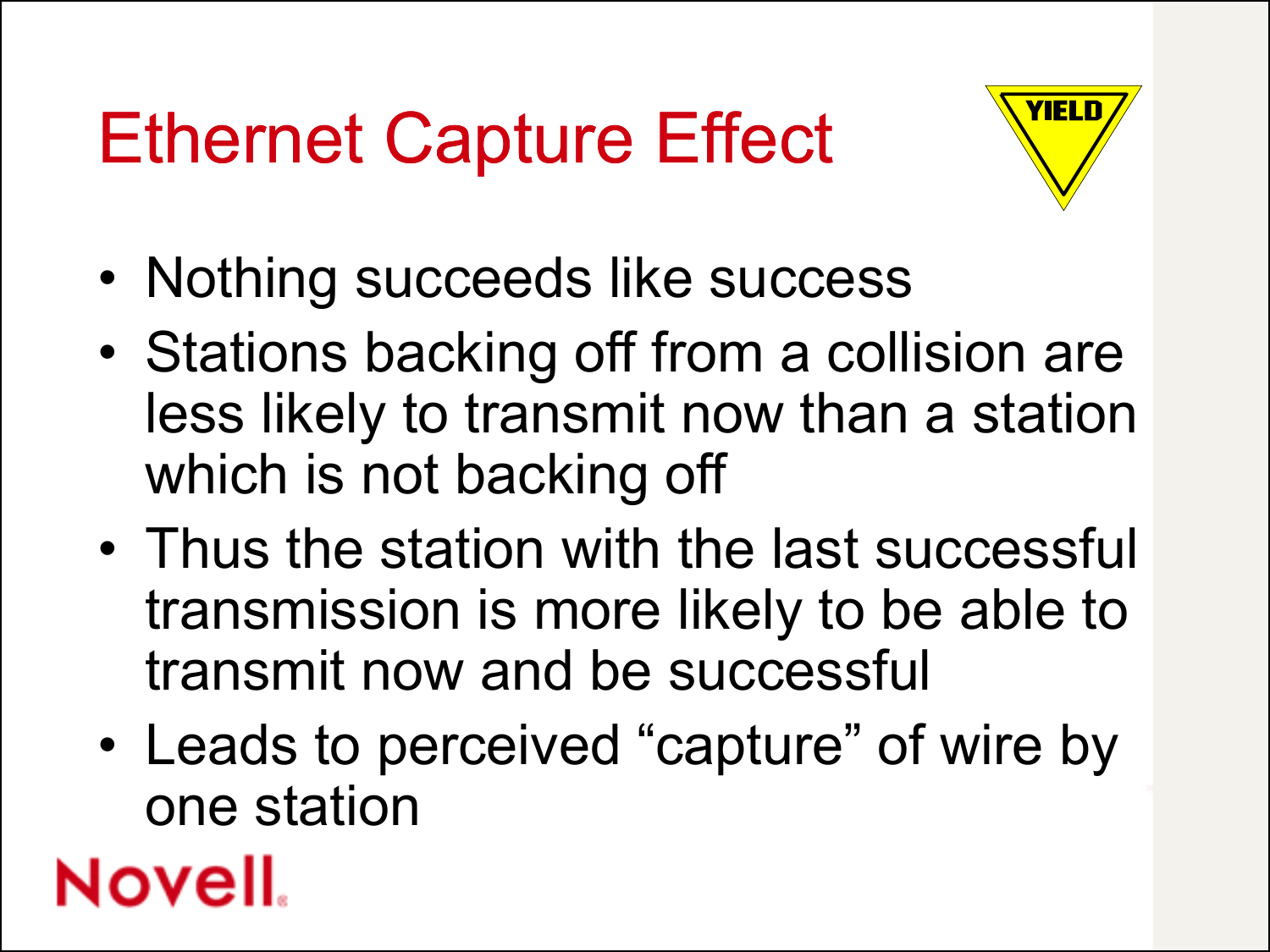# Ethernet Capture Effect

- Nothing succeeds like success
- Stations backing off from a collision are less likely to transmit now than a station which is not backing off
- Thus the station with the last successful transmission is more likely to be able to transmit now and be successful
- Leads to perceived "capture" of wire by one station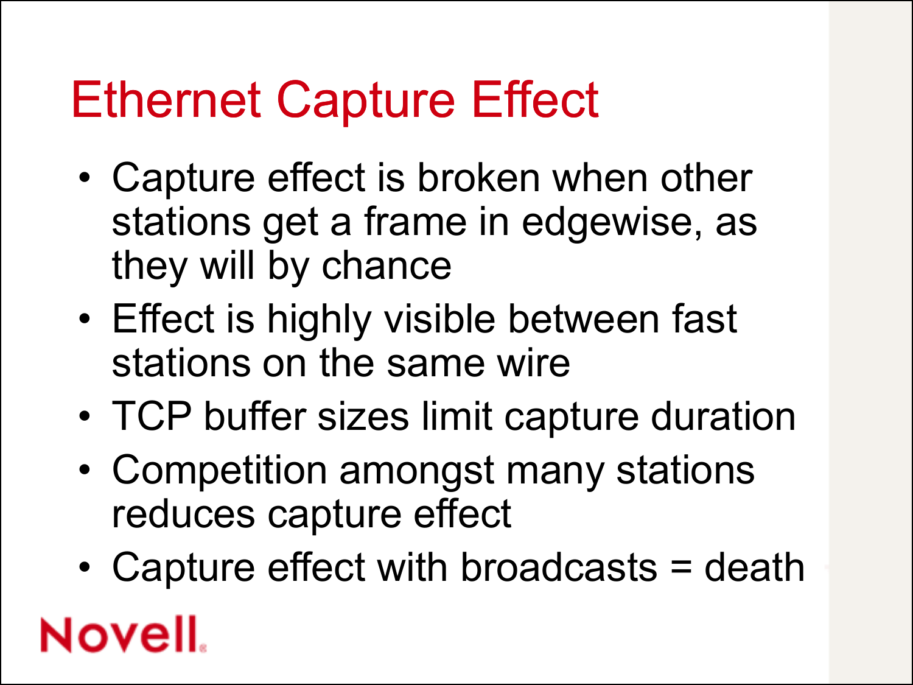# Ethernet Capture Effect

- Capture effect is broken when other stations get a frame in edgewise, as they will by chance
- Effect is highly visible between fast stations on the same wire
- TCP buffer sizes limit capture duration
- Competition amongst many stations reduces capture effect
- Capture effect with broadcasts = death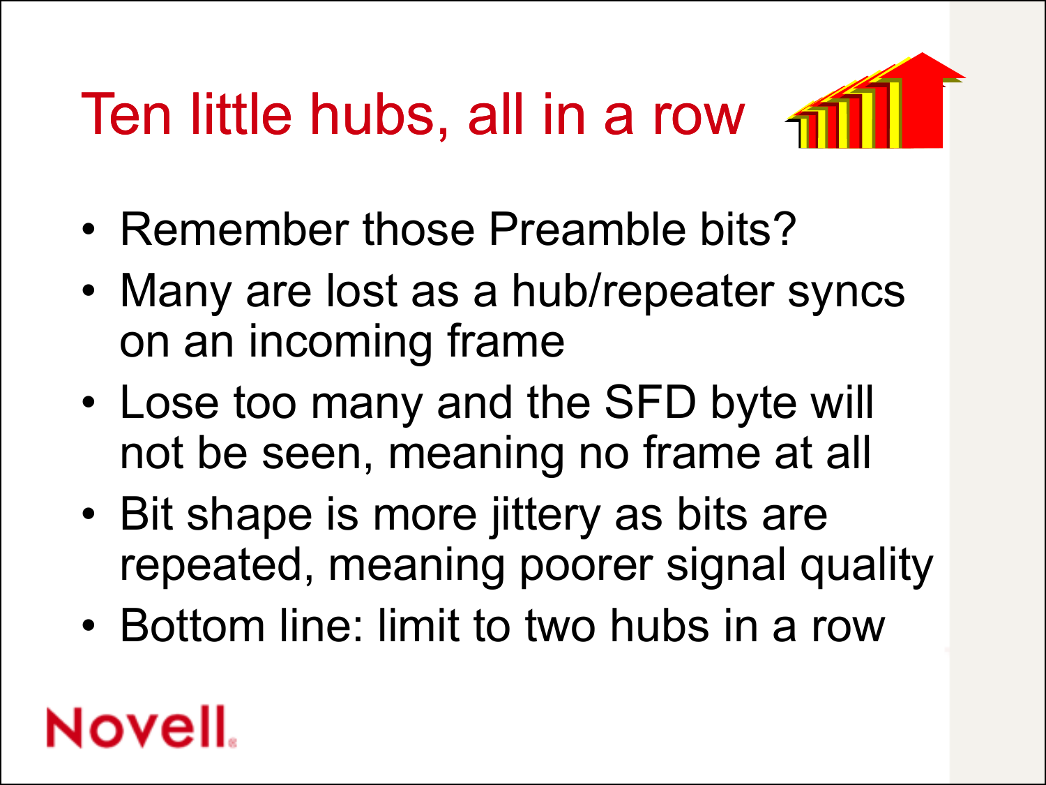# Ten little hubs, all in a row

- Remember those Preamble bits?
- Many are lost as a hub/repeater syncs on an incoming frame
- Lose too many and the SFD byte will not be seen, meaning no frame at all
- Bit shape is more jittery as bits are repeated, meaning poorer signal quality
- Bottom line: limit to two hubs in a row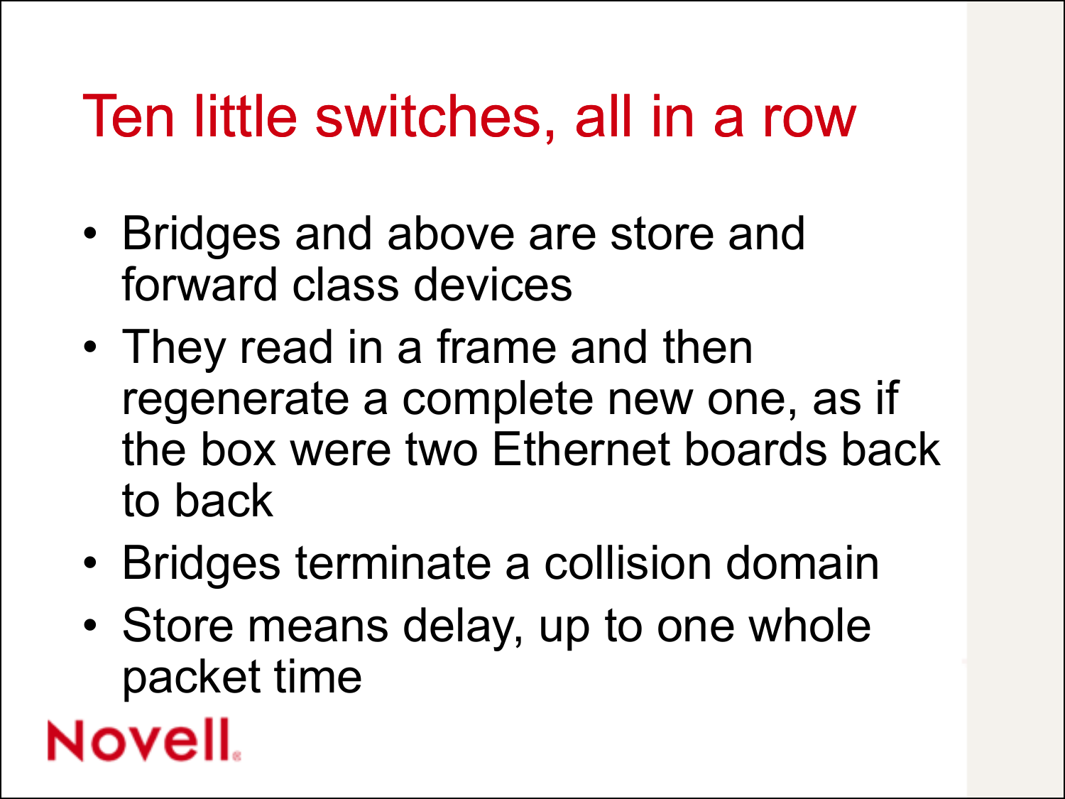# Ten little switches, all in a row

- Bridges and above are store and forward class devices
- They read in a frame and then regenerate a complete new one, as if the box were two Ethernet boards back to back
- Bridges terminate a collision domain
- Store means delay, up to one whole packet time

Novell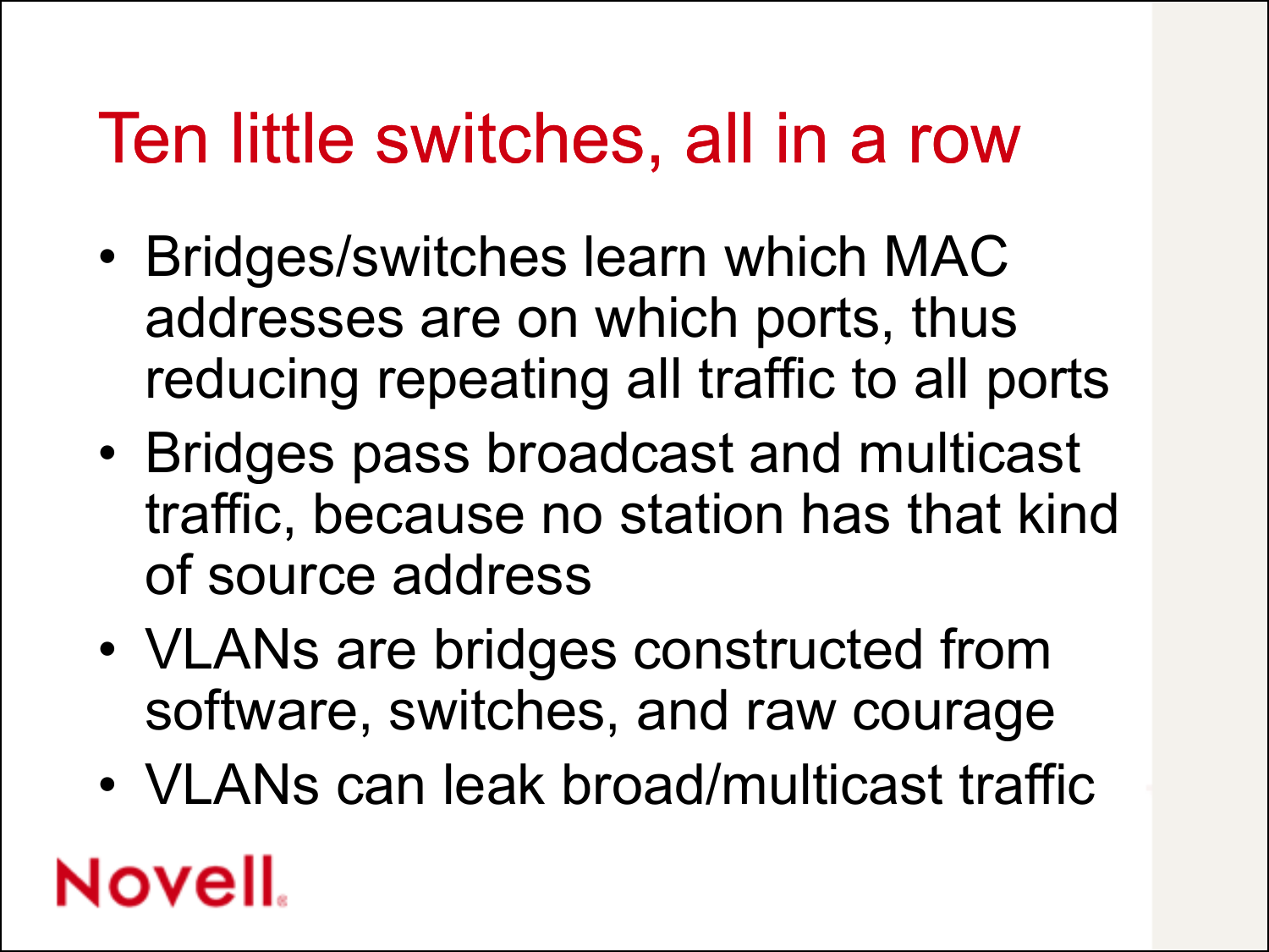# Ten little switches, all in a row

- Bridges/switches learn which MAC addresses are on which ports, thus reducing repeating all traffic to all ports
- Bridges pass broadcast and multicast traffic, because no station has that kind of source address
- VLANs are bridges constructed from software, switches, and raw courage
- VLANs can leak broad/multicast traffic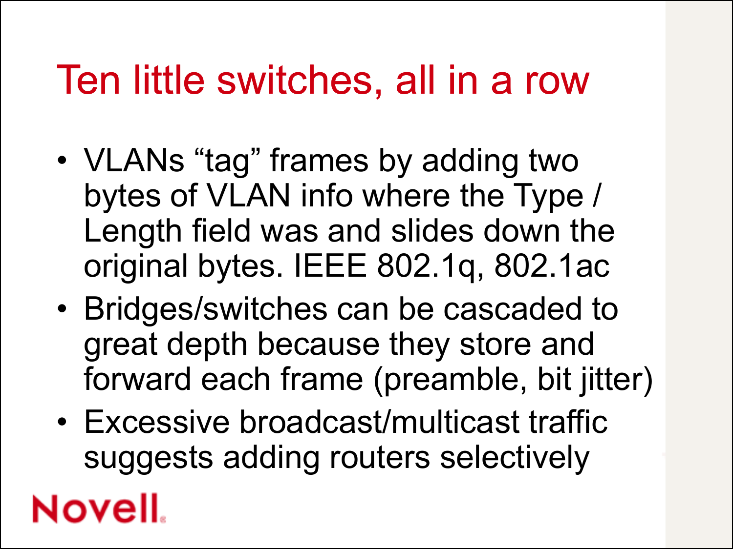# Ten little switches, all in a row

- VLANs “tag” frames by adding two bytes of VLAN info where the Type / Length field was and slides down the original bytes. IEEE 802.1q, 802.1ac
- Bridges/switches can be cascaded to great depth because they store and forward each frame (preamble, bit jitter)
- Excessive broadcast/multicast traffic suggests adding routers selectively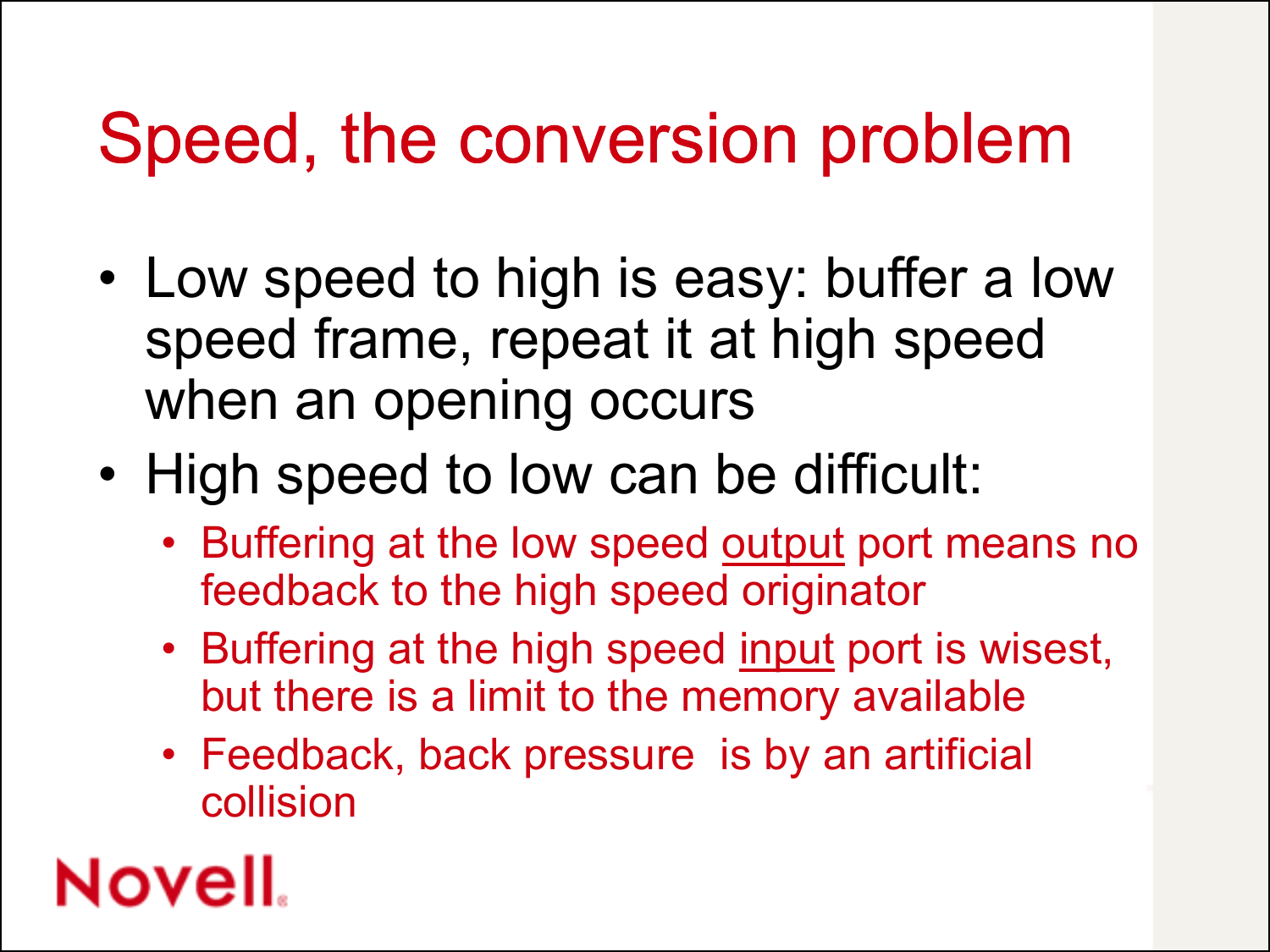# Speed, the conversion problem

- Low speed to high is easy: buffer a low speed frame, repeat it at high speed when an opening occurs
- High speed to low can be difficult:
  - Buffering at the low speed output port means no feedback to the high speed originator
  - Buffering at the high speed input port is wisest, but there is a limit to the memory available
  - Feedback, back pressure  is by an artificial collision

Novell.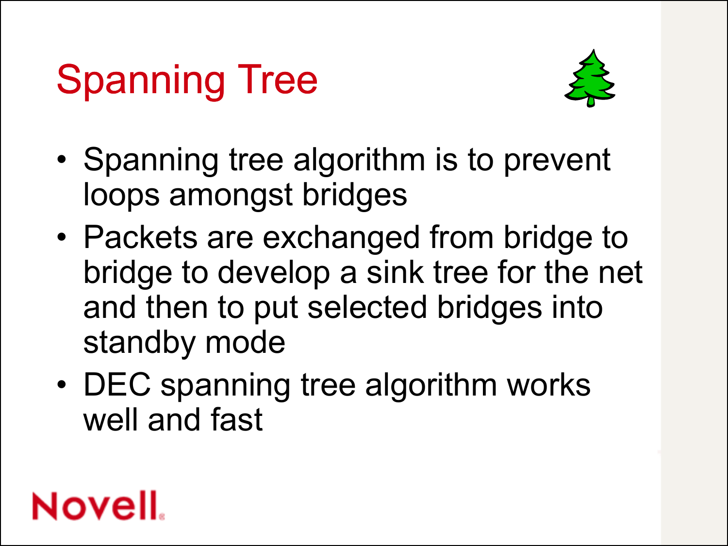# Spanning Tree

- Spanning tree algorithm is to prevent loops amongst bridges
- Packets are exchanged from bridge to bridge to develop a sink tree for the net and then to put selected bridges into standby mode
- DEC spanning tree algorithm works well and fast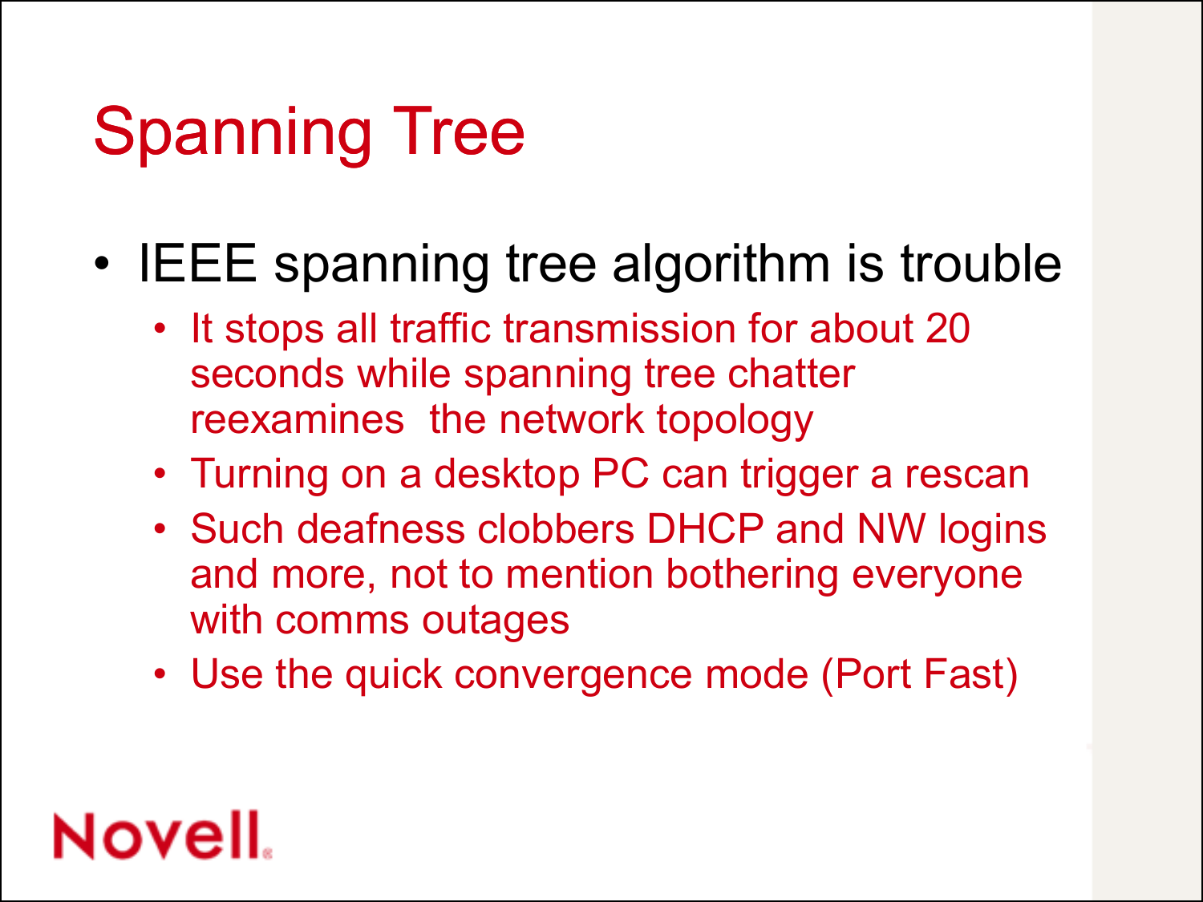# Spanning Tree

- IEEE spanning tree algorithm is trouble
  - It stops all traffic transmission for about 20 seconds while spanning tree chatter reexamines the network topology
  - Turning on a desktop PC can trigger a rescan
  - Such deafness clobbers DHCP and NW logins and more, not to mention bothering everyone with comms outages
  - Use the quick convergence mode (Port Fast)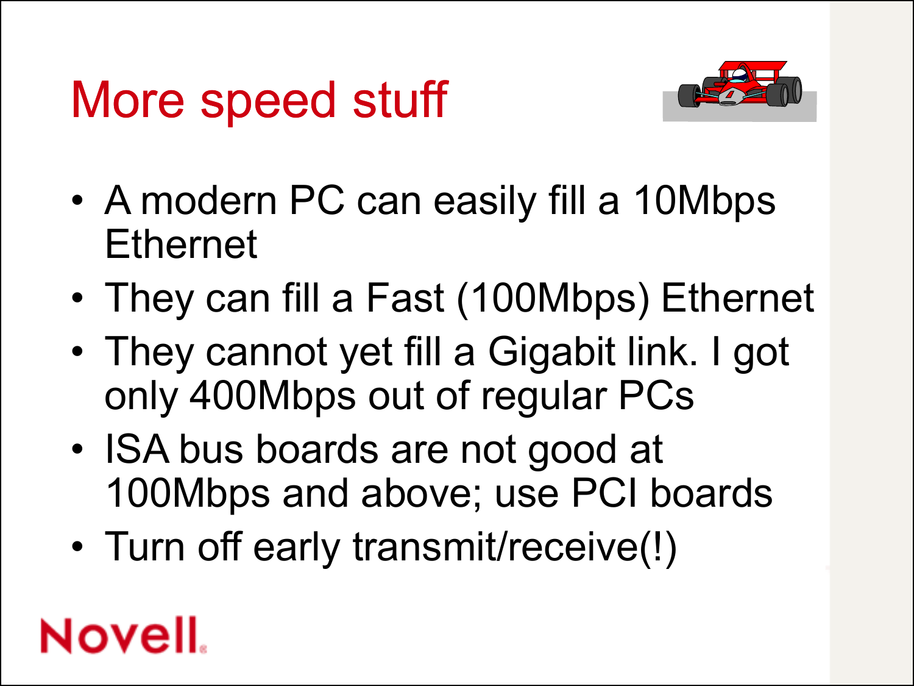# More speed stuff

- A modern PC can easily fill a 10Mbps Ethernet
- They can fill a Fast (100Mbps) Ethernet
- They cannot yet fill a Gigabit link. I got only 400Mbps out of regular PCs
- ISA bus boards are not good at 100Mbps and above; use PCI boards
- Turn off early transmit/receive(!)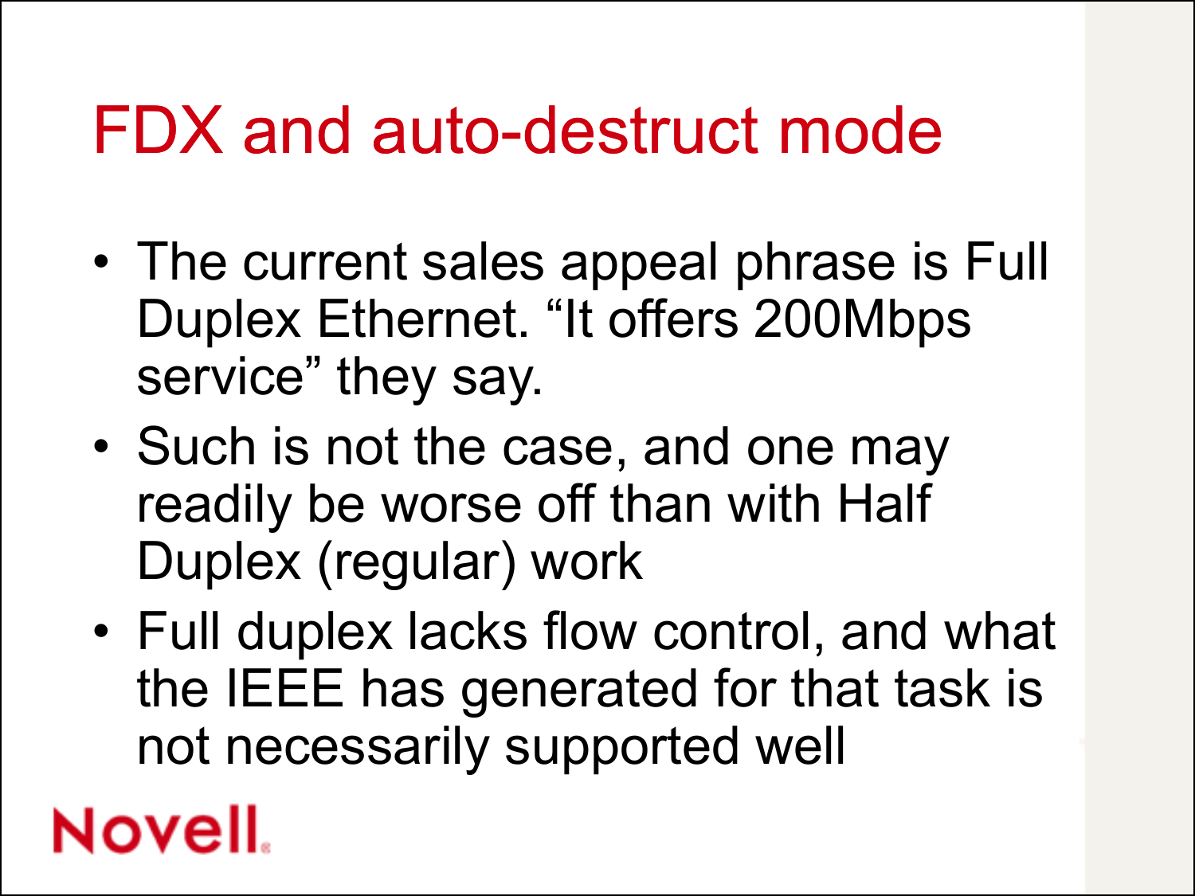# FDX and auto-destruct mode

- The current sales appeal phrase is Full Duplex Ethernet. “It offers 200Mbps service” they say.
- Such is not the case, and one may readily be worse off than with Half Duplex (regular) work
- Full duplex lacks flow control, and what the IEEE has generated for that task is not necessarily supported well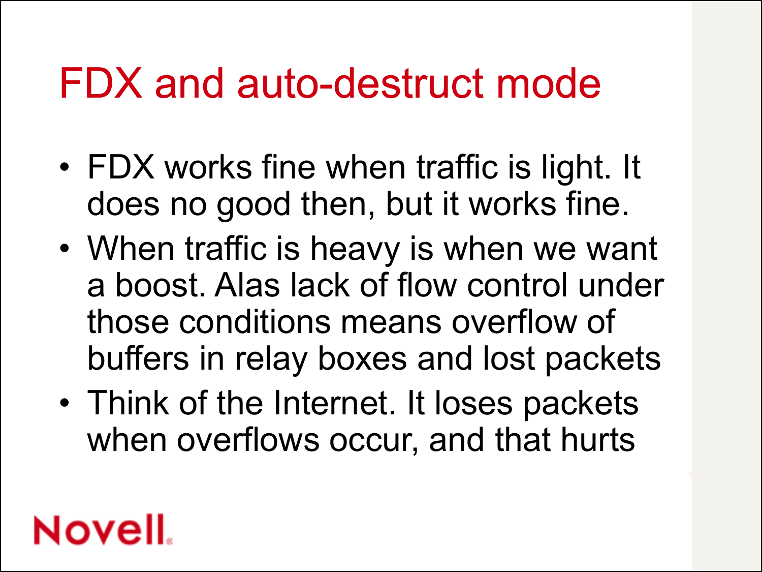# FDX and auto-destruct mode

- FDX works fine when traffic is light. It does no good then, but it works fine.
- When traffic is heavy is when we want a boost. Alas lack of flow control under those conditions means overflow of buffers in relay boxes and lost packets
- Think of the Internet. It loses packets when overflows occur, and that hurts

Novell.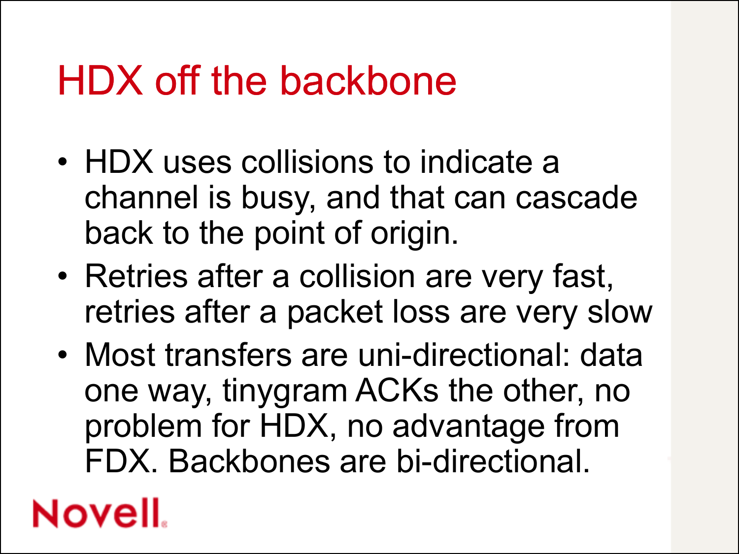# HDX off the backbone

- HDX uses collisions to indicate a channel is busy, and that can cascade back to the point of origin.
- Retries after a collision are very fast, retries after a packet loss are very slow
- Most transfers are uni-directional: data one way, tinygram ACKs the other, no problem for HDX, no advantage from FDX. Backbones are bi-directional.

Novell.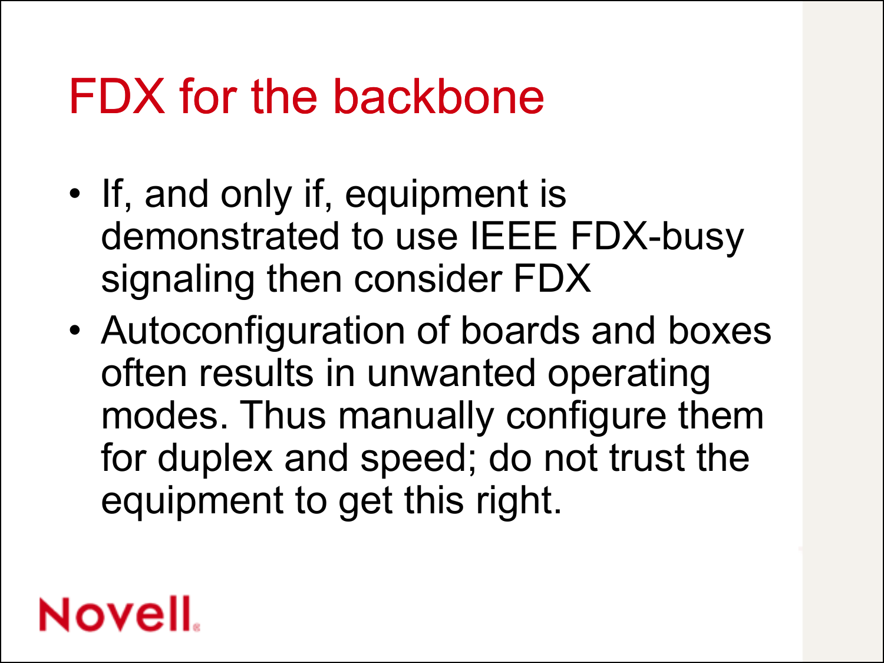# FDX for the backbone

- If, and only if, equipment is demonstrated to use IEEE FDX-busy signaling then consider FDX
- Autoconfiguration of boards and boxes often results in unwanted operating modes. Thus manually configure them for duplex and speed; do not trust the equipment to get this right.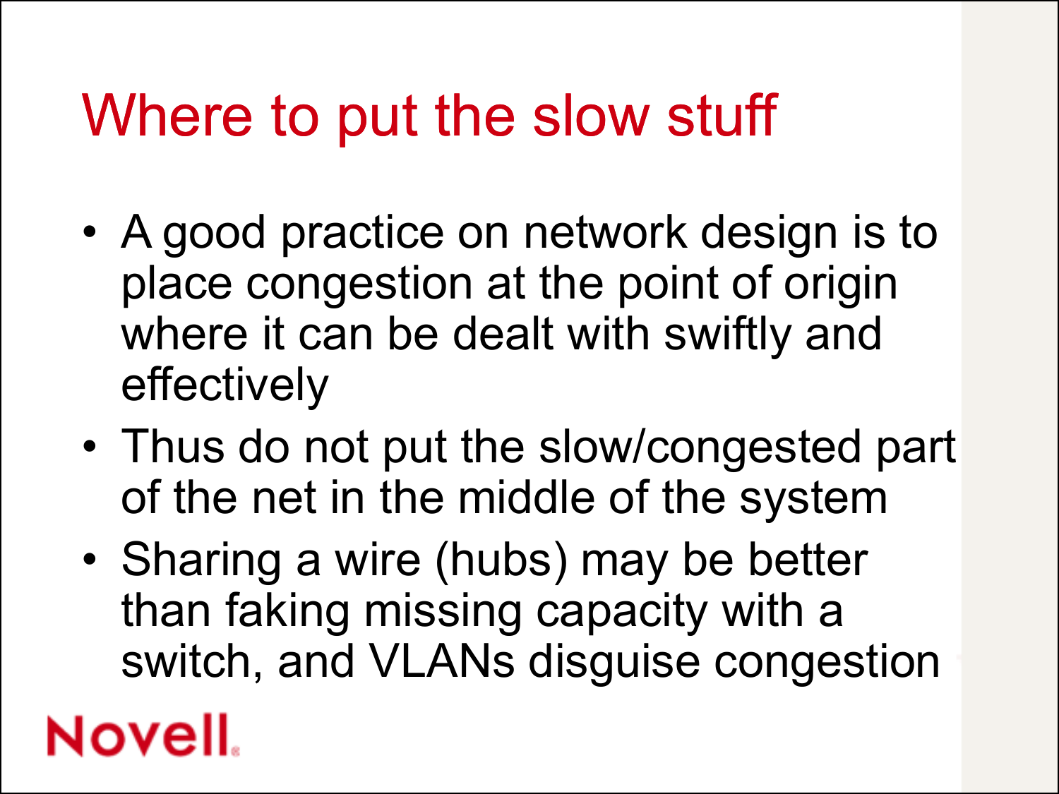# Where to put the slow stuff

- A good practice on network design is to place congestion at the point of origin where it can be dealt with swiftly and effectively
- Thus do not put the slow/congested part of the net in the middle of the system
- Sharing a wire (hubs) may be better than faking missing capacity with a switch, and VLANs disguise congestion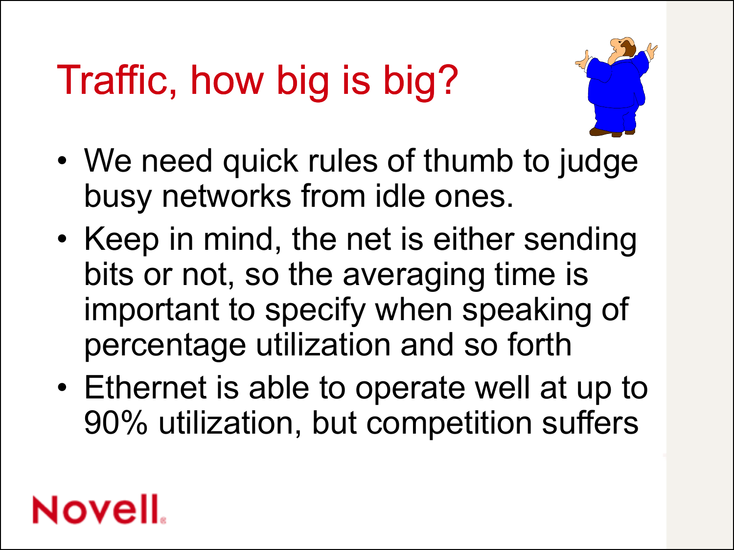# Traffic, how big is big?

- We need quick rules of thumb to judge busy networks from idle ones.
- Keep in mind, the net is either sending bits or not, so the averaging time is important to specify when speaking of percentage utilization and so forth
- Ethernet is able to operate well at up to 90% utilization, but competition suffers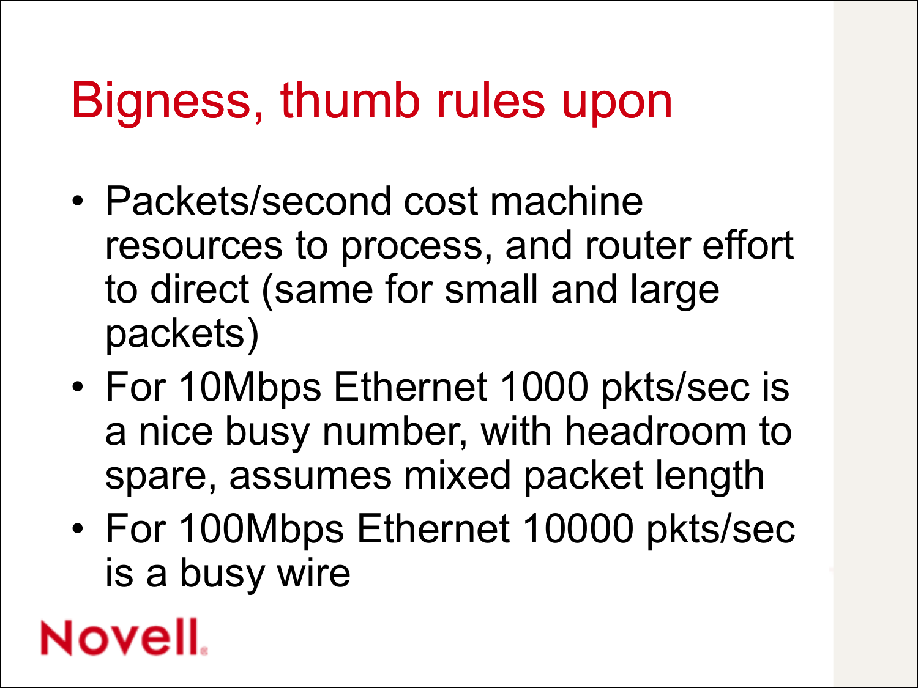# Bigness, thumb rules upon

- Packets/second cost machine resources to process, and router effort to direct (same for small and large packets)
- For 10Mbps Ethernet 1000 pkts/sec is a nice busy number, with headroom to spare, assumes mixed packet length
- For 100Mbps Ethernet 10000 pkts/sec is a busy wire

Novell.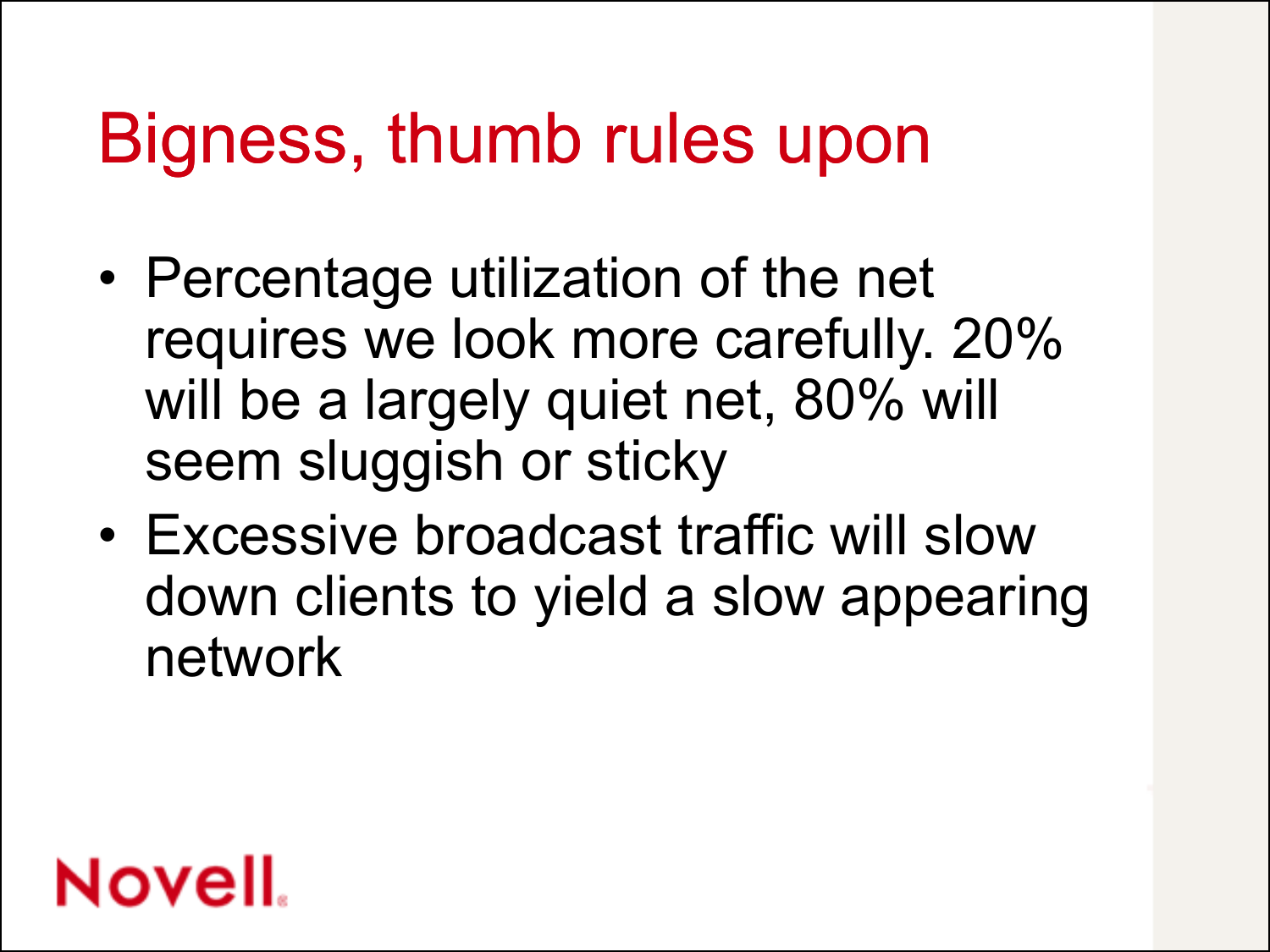# Bigness, thumb rules upon

- Percentage utilization of the net requires we look more carefully. 20% will be a largely quiet net, 80% will seem sluggish or sticky
- Excessive broadcast traffic will slow down clients to yield a slow appearing network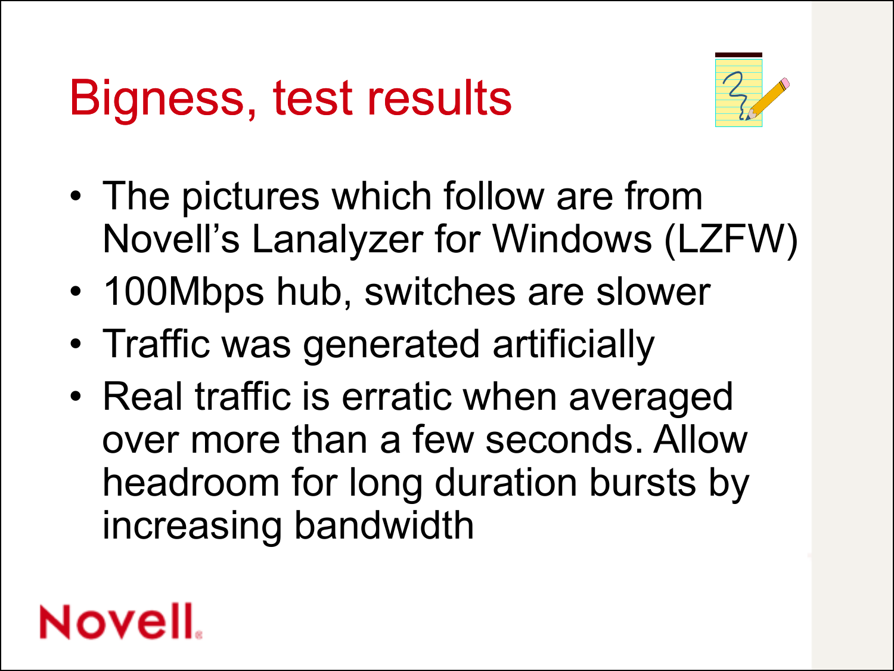# Bigness, test results

- The pictures which follow are from Novell's Lanalyzer for Windows (LZFW)
- 100Mbps hub, switches are slower
- Traffic was generated artificially
- Real traffic is erratic when averaged over more than a few seconds. Allow headroom for long duration bursts by increasing bandwidth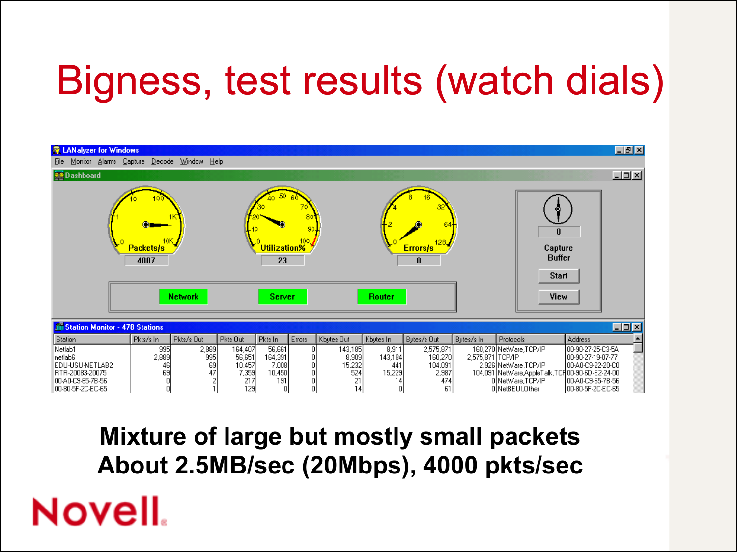# Bigness, test results (watch dials)

**LANalyzer for Windows**

File Monitor Alarms Capture Decode Window Help

**Dashboard**

Packets/s: 4007 | Utilization%: 23 | Errors/s: 0 | Capture Buffer: 0

Network | Server | Router

**Station Monitor - 478 Stations**

| Station | Pkts/s In | Pkts/s Out | Pkts Out | Pkts In | Errors | Kbytes Out | Kbytes In | Bytes/s Out | Bytes/s In | Protocols | Address |
|---|---|---|---|---|---|---|---|---|---|---|---|
| Netlab1 | 995 | 2,889 | 164,407 | 56,661 | 0 | 143,185 | 8,911 | 2,575,871 | 160,270 | NetWare,TCP/IP | 00-90-27-25-C3-5A |
| netlab6 | 2,889 | 995 | 56,651 | 164,391 | 0 | 8,909 | 143,184 | 160,270 | 2,575,871 | TCP/IP | 00-90-27-19-07-77 |
| EDU-USU-NETLAB2 | 46 | 69 | 10,457 | 7,008 | 0 | 15,232 | 441 | 104,091 | 2,926 | NetWare,TCP/IP | 00-A0-C9-22-20-C0 |
| RTR-20083-20075 | 69 | 47 | 7,359 | 10,450 | 0 | 524 | 15,229 | 2,987 | 104,091 | NetWare,AppleTalk,TCP | 00-90-6D-E2-24-00 |
| 00-A0-C9-65-7B-56 | 0 | 2 | 217 | 191 | 0 | 21 | 14 | 474 | 0 | NetWare,TCP/IP | 00-A0-C9-65-7B-56 |
| 00-80-5F-2C-EC-65 | 0 | 1 | 129 | 0 | 0 | 14 | 0 | 61 | 0 | NetBEUI,Other | 00-80-5F-2C-EC-65 |

**Mixture of large but mostly small packets**
**About 2.5MB/sec (20Mbps), 4000 pkts/sec**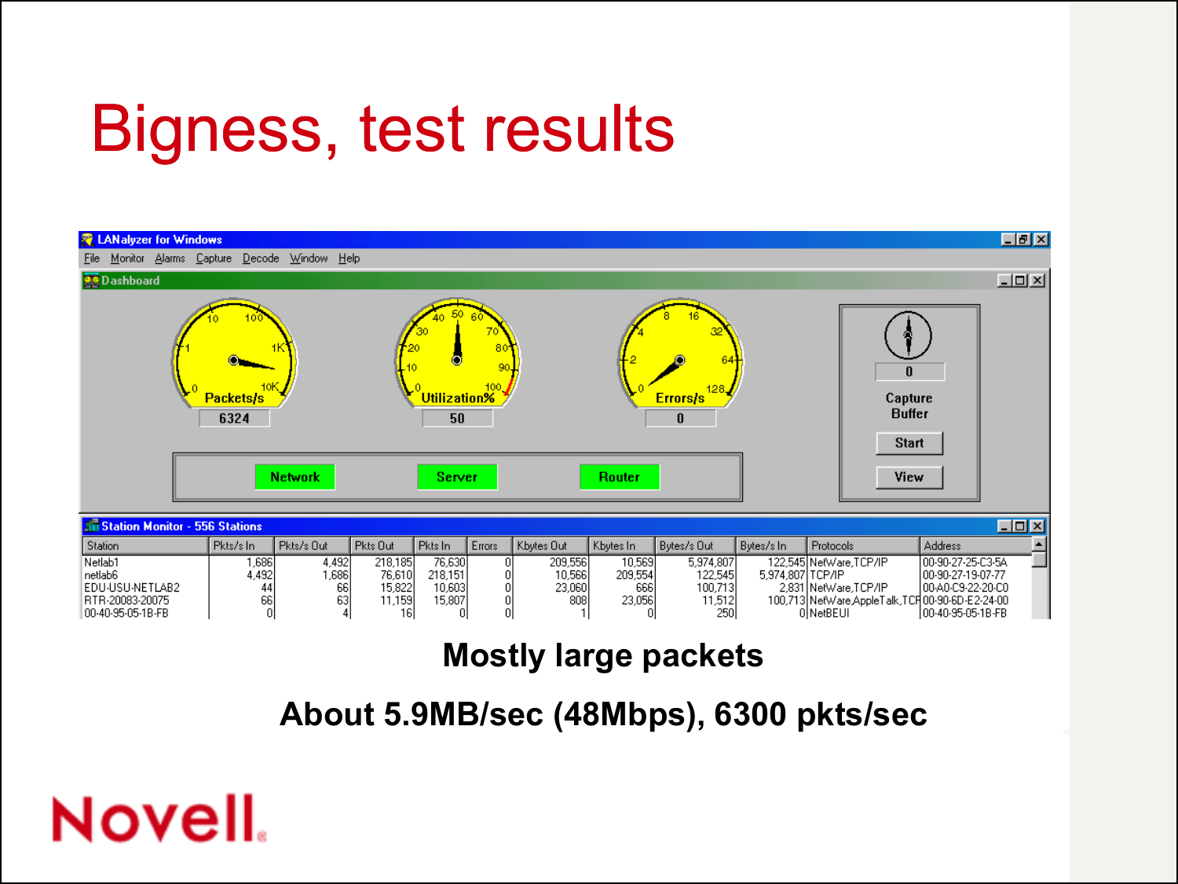# Bigness, test results

LANalyzer for Windows

File Monitor Alarms Capture Decode Window Help

Dashboard

Packets/s: 6324

Utilization%: 50

Errors/s: 0

Capture Buffer: 0

Network | Server | Router

Start | View

Station Monitor - 556 Stations

| Station | Pkts/s In | Pkts/s Out | Pkts Out | Pkts In | Errors | Kbytes Out | Kbytes In | Bytes/s Out | Bytes/s In | Protocols | Address |
|---|---|---|---|---|---|---|---|---|---|---|---|
| Netlab1 | 1,686 | 4,492 | 218,185 | 76,630 | 0 | 209,556 | 10,569 | 5,974,807 | 122,545 | NetWare,TCP/IP | 00-90-27-25-C3-5A |
| netlab6 | 4,492 | 1,686 | 76,610 | 218,151 | 0 | 10,566 | 209,554 | 122,545 | 5,974,807 | TCP/IP | 00-90-27-19-07-77 |
| EDU-USU-NETLAB2 | 44 | 66 | 15,822 | 10,603 | 0 | 23,060 | 666 | 100,713 | 2,831 | NetWare,TCP/IP | 00-A0-C9-22-20-C0 |
| RTR-20083-20075 | 66 | 63 | 11,159 | 15,807 | 0 | 808 | 23,056 | 11,512 | 100,713 | NetWare,AppleTalk,TCP | 00-90-6D-E2-24-00 |
| 00-40-95-05-1B-FB | 0 | 4 | 16 | 0 | 0 | 1 | 0 | 250 | 0 | NetBEUI | 00-40-95-05-1B-FB |

**Mostly large packets**

**About 5.9MB/sec (48Mbps), 6300 pkts/sec**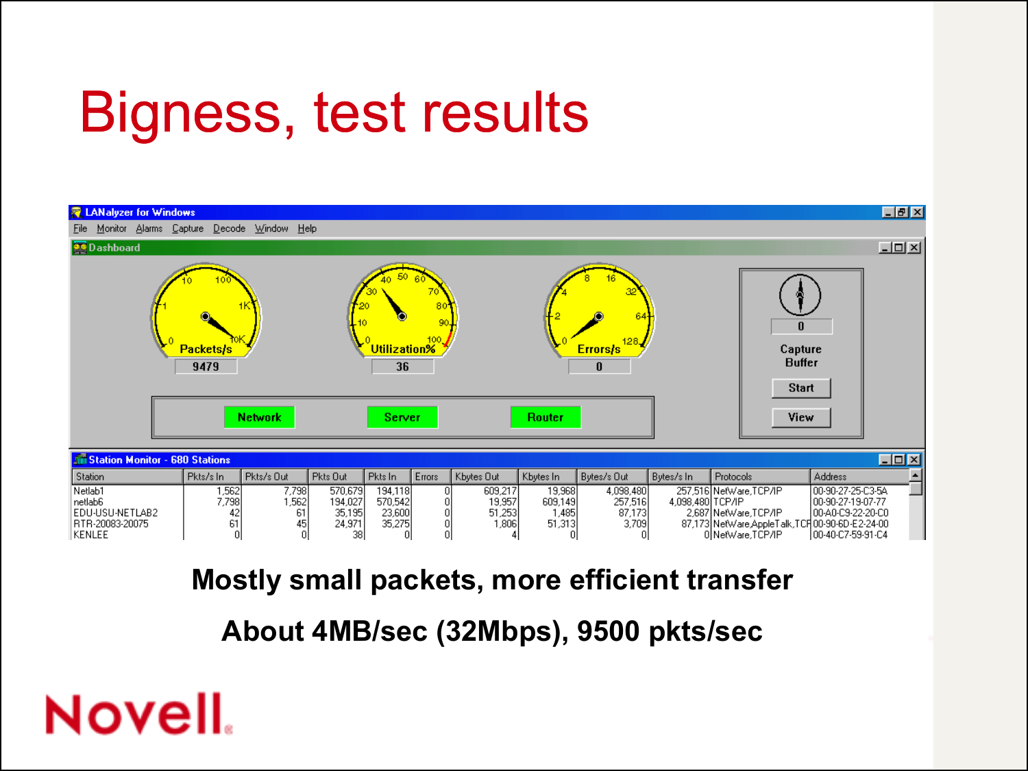# Bigness, test results

LANalyzer for Windows

File Monitor Alarms Capture Decode Window Help

Dashboard

Packets/s: 9479

Utilization%: 36

Errors/s: 0

Capture Buffer: 0

Start | View

Network | Server | Router

Station Monitor - 680 Stations

| Station | Pkts/s In | Pkts/s Out | Pkts Out | Pkts In | Errors | Kbytes Out | Kbytes In | Bytes/s Out | Bytes/s In | Protocols | Address |
|---|---|---|---|---|---|---|---|---|---|---|---|
| Netlab1 | 1,562 | 7,798 | 570,679 | 194,118 | 0 | 609,217 | 19,968 | 4,098,480 | 257,516 | NetWare,TCP/IP | 00-90-27-25-C3-5A |
| netlab6 | 7,798 | 1,562 | 194,027 | 570,542 | 0 | 19,957 | 609,149 | 257,516 | 4,098,480 | TCP/IP | 00-90-27-19-07-77 |
| EDU-USU-NETLAB2 | 42 | 61 | 35,195 | 23,600 | 0 | 51,253 | 1,485 | 87,173 | 2,687 | NetWare,TCP/IP | 00-A0-C9-22-20-C0 |
| RTR-20083-20075 | 61 | 45 | 24,971 | 35,275 | 0 | 1,806 | 51,313 | 3,709 | 87,173 | NetWare,AppleTalk,TCP | 00-90-6D-E2-24-00 |
| KENLEE | 0 | 0 | 38 | 0 | 0 | 4 | 0 | 0 | 0 | NetWare,TCP/IP | 00-40-C7-59-91-C4 |

**Mostly small packets, more efficient transfer**

**About 4MB/sec (32Mbps), 9500 pkts/sec**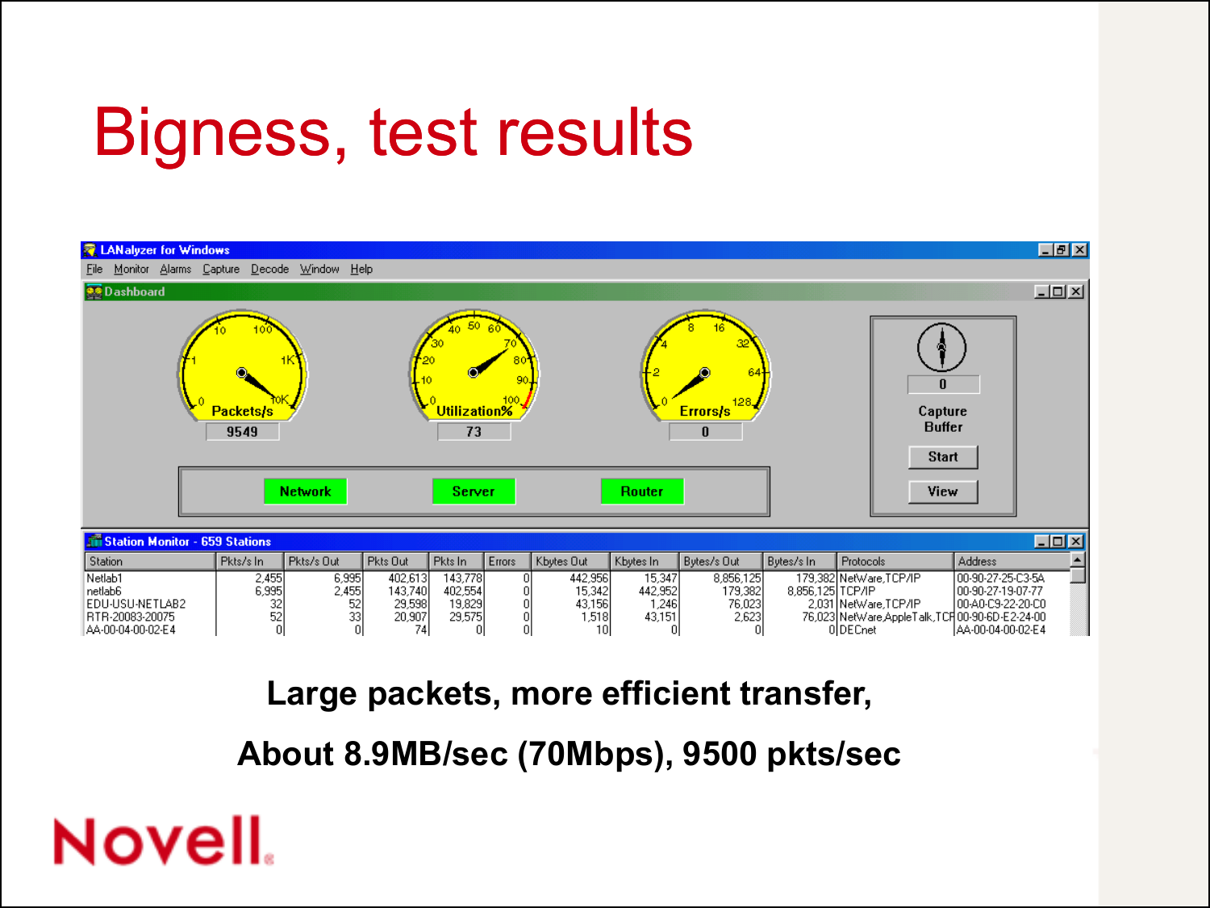# Bigness, test results

**Large packets, more efficient transfer,**

**About 8.9MB/sec (70Mbps), 9500 pkts/sec**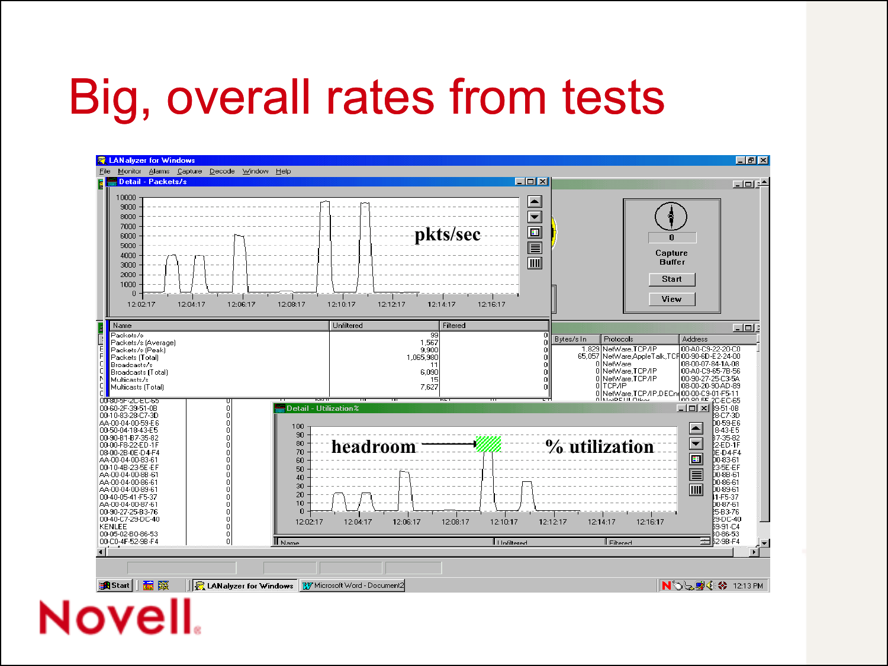# Big, overall rates from tests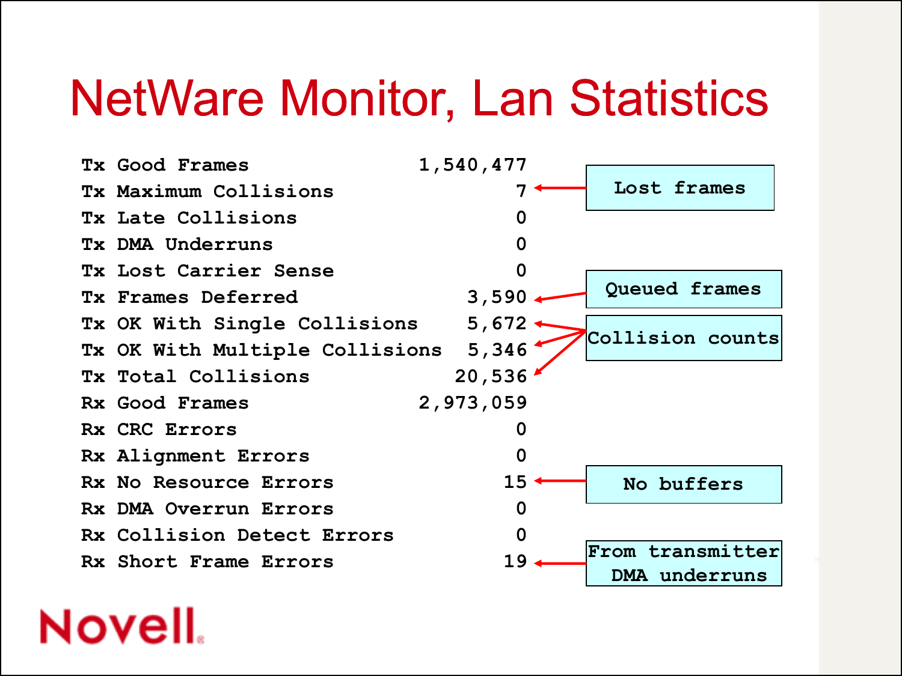# NetWare Monitor, Lan Statistics

| Statistic | Value | Note |
|---|---|---|
| Tx Good Frames | 1,540,477 | |
| Tx Maximum Collisions | 7 | Lost frames |
| Tx Late Collisions | 0 | |
| Tx DMA Underruns | 0 | |
| Tx Lost Carrier Sense | 0 | |
| Tx Frames Deferred | 3,590 | Queued frames |
| Tx OK With Single Collisions | 5,672 | Collision counts |
| Tx OK With Multiple Collisions | 5,346 | Collision counts |
| Tx Total Collisions | 20,536 | Collision counts |
| Rx Good Frames | 2,973,059 | |
| Rx CRC Errors | 0 | |
| Rx Alignment Errors | 0 | |
| Rx No Resource Errors | 15 | No buffers |
| Rx DMA Overrun Errors | 0 | |
| Rx Collision Detect Errors | 0 | |
| Rx Short Frame Errors | 19 | From transmitter DMA underruns |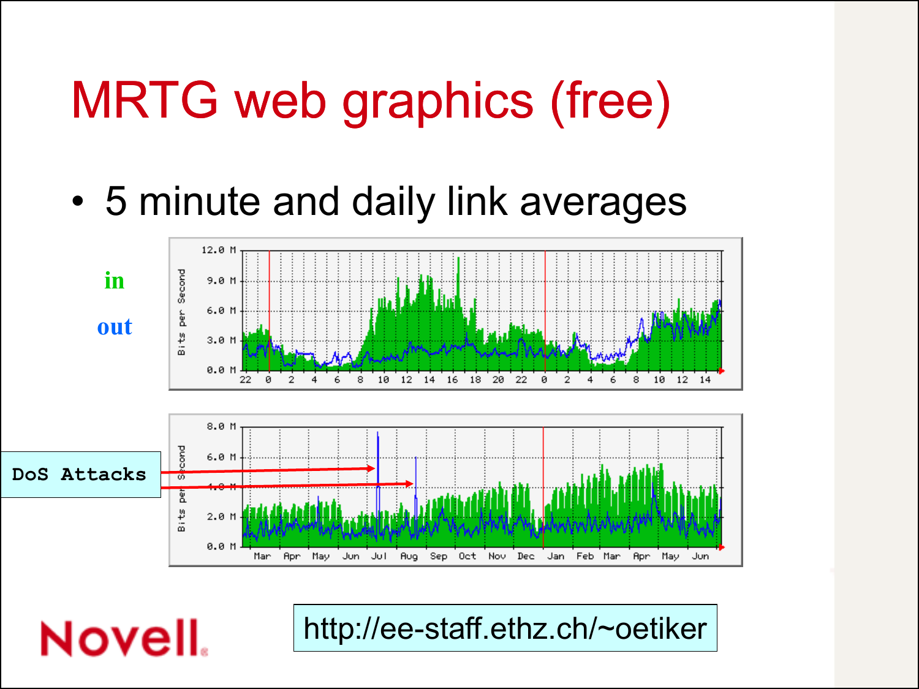# MRTG web graphics (free)

- 5 minute and daily link averages

in

out

DoS Attacks

http://ee-staff.ethz.ch/~oetiker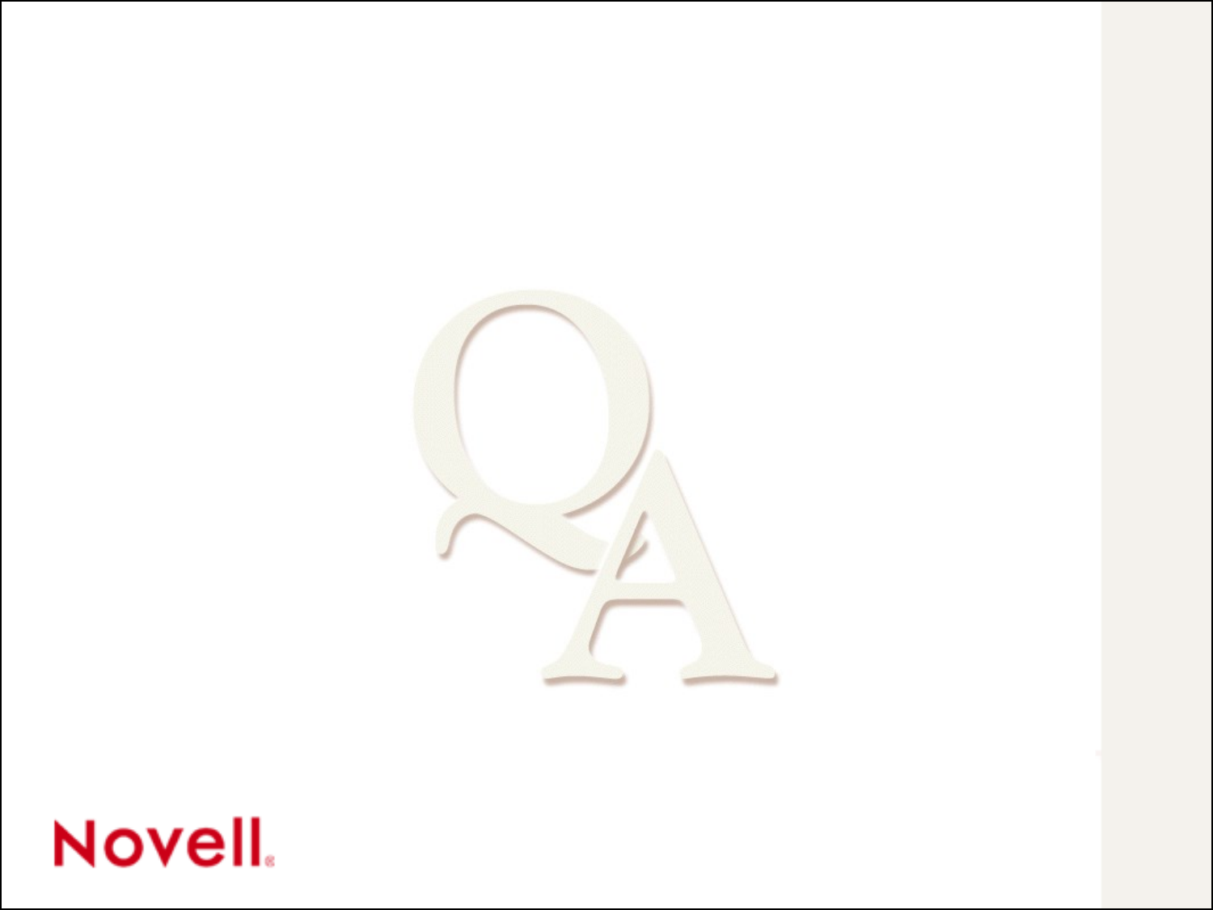Q A

Novell